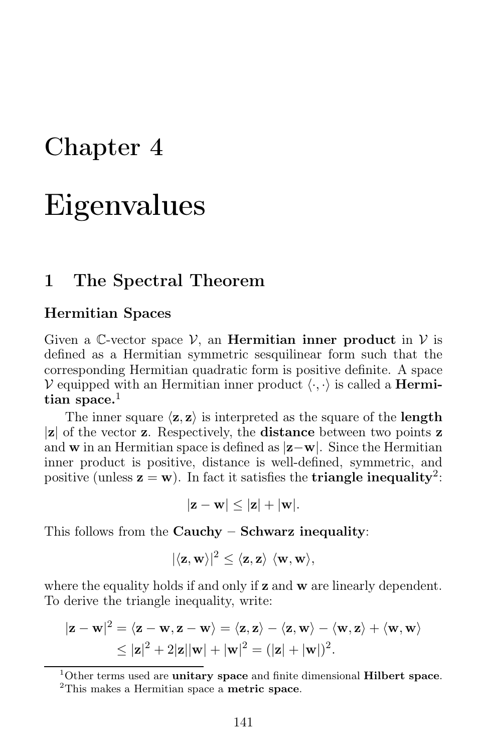# Chapter 4

# Eigenvalues

## 1 The Spectral Theorem

### Hermitian Spaces

Given a $\mathbb{C}$-vector space $\mathcal{V}$, an **Hermitian inner product** in $\mathcal{V}$ is defined as a Hermitian symmetric sesquilinear form such that the corresponding Hermitian quadratic form is positive definite. A space $\mathcal{V}$ equipped with an Hermitian inner product $\langle \cdot, \cdot \rangle$ is called a **Hermitian space.**[1]

The inner square $\langle \mathbf{z}, \mathbf{z} \rangle$ is interpreted as the square of the **length** $|\mathbf{z}|$ of the vector $\mathbf{z}$. Respectively, the **distance** between two points $\mathbf{z}$ and $\mathbf{w}$ in an Hermitian space is defined as $|\mathbf{z}-\mathbf{w}|$. Since the Hermitian inner product is positive, distance is well-defined, symmetric, and positive (unless $\mathbf{z} = \mathbf{w}$). In fact it satisfies the **triangle inequality**[2]:

$$|\mathbf{z} - \mathbf{w}| \leq |\mathbf{z}| + |\mathbf{w}|.$$

This follows from the **Cauchy − Schwarz inequality**:

$$|\langle \mathbf{z}, \mathbf{w} \rangle|^2 \leq \langle \mathbf{z}, \mathbf{z} \rangle \ \langle \mathbf{w}, \mathbf{w} \rangle,$$

where the equality holds if and only if $\mathbf{z}$ and $\mathbf{w}$ are linearly dependent. To derive the triangle inequality, write:

$$\begin{aligned} |\mathbf{z} - \mathbf{w}|^2 &= \langle \mathbf{z} - \mathbf{w}, \mathbf{z} - \mathbf{w} \rangle = \langle \mathbf{z}, \mathbf{z} \rangle - \langle \mathbf{z}, \mathbf{w} \rangle - \langle \mathbf{w}, \mathbf{z} \rangle + \langle \mathbf{w}, \mathbf{w} \rangle \\ &\leq |\mathbf{z}|^2 + 2|\mathbf{z}||\mathbf{w}| + |\mathbf{w}|^2 = (|\mathbf{z}| + |\mathbf{w}|)^2. \end{aligned}$$

---

[1] Other terms used are **unitary space** and finite dimensional **Hilbert space**.

[2] This makes a Hermitian space a **metric space**.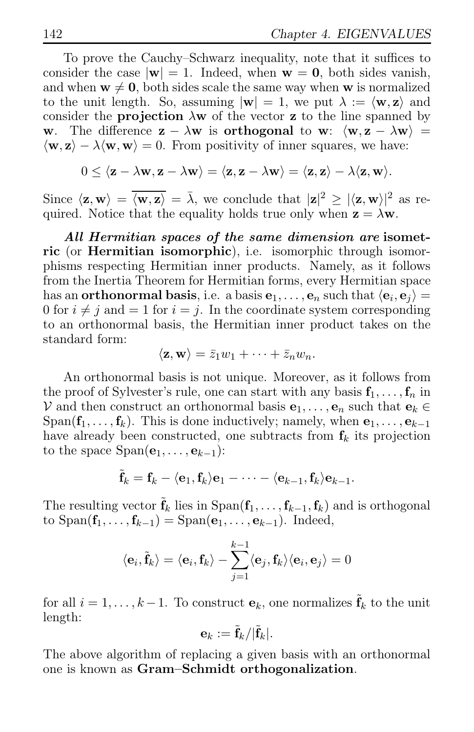To prove the Cauchy–Schwarz inequality, note that it suffices to consider the case $|\mathbf{w}| = 1$. Indeed, when $\mathbf{w} = \mathbf{0}$, both sides vanish, and when $\mathbf{w} \neq \mathbf{0}$, both sides scale the same way when $\mathbf{w}$ is normalized to the unit length. So, assuming $|\mathbf{w}| = 1$, we put $\lambda := \langle \mathbf{w}, \mathbf{z} \rangle$ and consider the **projection** $\lambda \mathbf{w}$ of the vector $\mathbf{z}$ to the line spanned by $\mathbf{w}$. The difference $\mathbf{z} - \lambda \mathbf{w}$ is **orthogonal** to $\mathbf{w}$: $\langle \mathbf{w}, \mathbf{z} - \lambda \mathbf{w} \rangle = \langle \mathbf{w}, \mathbf{z} \rangle - \lambda \langle \mathbf{w}, \mathbf{w} \rangle = 0$. From positivity of inner squares, we have:

$$0 \leq \langle \mathbf{z} - \lambda \mathbf{w}, \mathbf{z} - \lambda \mathbf{w} \rangle = \langle \mathbf{z}, \mathbf{z} - \lambda \mathbf{w} \rangle = \langle \mathbf{z}, \mathbf{z} \rangle - \lambda \langle \mathbf{z}, \mathbf{w} \rangle.$$

Since $\langle \mathbf{z}, \mathbf{w} \rangle = \overline{\langle \mathbf{w}, \mathbf{z} \rangle} = \bar{\lambda}$, we conclude that $|\mathbf{z}|^2 \geq |\langle \mathbf{z}, \mathbf{w} \rangle|^2$ as required. Notice that the equality holds true only when $\mathbf{z} = \lambda \mathbf{w}$.

***All Hermitian spaces of the same dimension are* isometric** (or **Hermitian isomorphic**), i.e. isomorphic through isomorphisms respecting Hermitian inner products. Namely, as it follows from the Inertia Theorem for Hermitian forms, every Hermitian space has an **orthonormal basis**, i.e. a basis $\mathbf{e}_1, \dots, \mathbf{e}_n$ such that $\langle \mathbf{e}_i, \mathbf{e}_j \rangle = 0$ for $i \neq j$ and $= 1$ for $i = j$. In the coordinate system corresponding to an orthonormal basis, the Hermitian inner product takes on the standard form:

$$\langle \mathbf{z}, \mathbf{w} \rangle = \bar{z}_1 w_1 + \cdots + \bar{z}_n w_n.$$

An orthonormal basis is not unique. Moreover, as it follows from the proof of Sylvester's rule, one can start with any basis $\mathbf{f}_1, \dots, \mathbf{f}_n$ in $\mathcal{V}$ and then construct an orthonormal basis $\mathbf{e}_1, \dots, \mathbf{e}_n$ such that $\mathbf{e}_k \in \operatorname{Span}(\mathbf{f}_1, \dots, \mathbf{f}_k)$. This is done inductively; namely, when $\mathbf{e}_1, \dots, \mathbf{e}_{k-1}$ have already been constructed, one subtracts from $\mathbf{f}_k$ its projection to the space $\operatorname{Span}(\mathbf{e}_1, \dots, \mathbf{e}_{k-1})$:

$$\tilde{\mathbf{f}}_k = \mathbf{f}_k - \langle \mathbf{e}_1, \mathbf{f}_k \rangle \mathbf{e}_1 - \cdots - \langle \mathbf{e}_{k-1}, \mathbf{f}_k \rangle \mathbf{e}_{k-1}.$$

The resulting vector $\tilde{\mathbf{f}}_k$ lies in $\operatorname{Span}(\mathbf{f}_1, \dots, \mathbf{f}_{k-1}, \mathbf{f}_k)$ and is orthogonal to $\operatorname{Span}(\mathbf{f}_1, \dots, \mathbf{f}_{k-1}) = \operatorname{Span}(\mathbf{e}_1, \dots, \mathbf{e}_{k-1})$. Indeed,

$$\langle \mathbf{e}_i, \tilde{\mathbf{f}}_k \rangle = \langle \mathbf{e}_i, \mathbf{f}_k \rangle - \sum_{j=1}^{k-1} \langle \mathbf{e}_j, \mathbf{f}_k \rangle \langle \mathbf{e}_i, \mathbf{e}_j \rangle = 0$$

for all $i = 1, \dots, k-1$. To construct $\mathbf{e}_k$, one normalizes $\tilde{\mathbf{f}}_k$ to the unit length:

$$\mathbf{e}_k := \tilde{\mathbf{f}}_k / |\tilde{\mathbf{f}}_k|.$$

The above algorithm of replacing a given basis with an orthonormal one is known as **Gram–Schmidt orthogonalization**.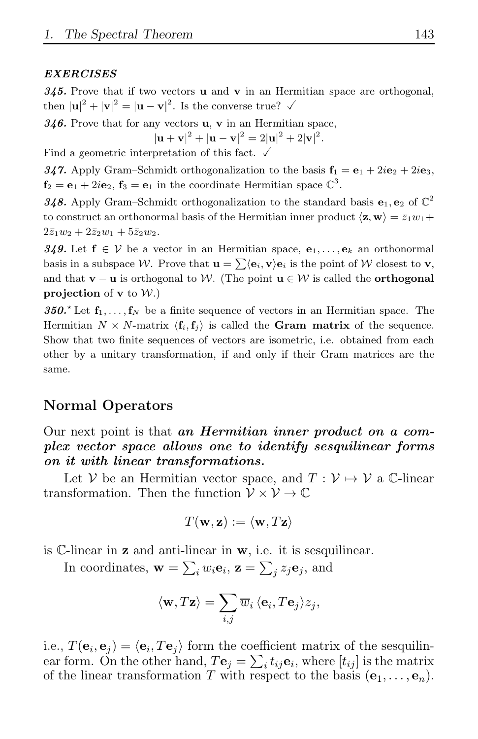***EXERCISES***

***345.*** Prove that if two vectors $\mathbf{u}$ and $\mathbf{v}$ in an Hermitian space are orthogonal, then $|\mathbf{u}|^2 + |\mathbf{v}|^2 = |\mathbf{u} - \mathbf{v}|^2$. Is the converse true? ✓

***346.*** Prove that for any vectors $\mathbf{u}$, $\mathbf{v}$ in an Hermitian space,

$$|\mathbf{u} + \mathbf{v}|^2 + |\mathbf{u} - \mathbf{v}|^2 = 2|\mathbf{u}|^2 + 2|\mathbf{v}|^2.$$

Find a geometric interpretation of this fact. ✓

***347.*** Apply Gram–Schmidt orthogonalization to the basis $\mathbf{f}_1 = \mathbf{e}_1 + 2i\mathbf{e}_2 + 2i\mathbf{e}_3$, $\mathbf{f}_2 = \mathbf{e}_1 + 2i\mathbf{e}_2$, $\mathbf{f}_3 = \mathbf{e}_1$ in the coordinate Hermitian space $\mathbb{C}^3$.

***348.*** Apply Gram–Schmidt orthogonalization to the standard basis $\mathbf{e}_1, \mathbf{e}_2$ of $\mathbb{C}^2$ to construct an orthonormal basis of the Hermitian inner product $\langle \mathbf{z}, \mathbf{w} \rangle = \bar{z}_1 w_1 + 2\bar{z}_1 w_2 + 2\bar{z}_2 w_1 + 5\bar{z}_2 w_2$.

***349.*** Let $\mathbf{f} \in \mathcal{V}$ be a vector in an Hermitian space, $\mathbf{e}_1, \dots, \mathbf{e}_k$ an orthonormal basis in a subspace $\mathcal{W}$. Prove that $\mathbf{u} = \sum \langle \mathbf{e}_i, \mathbf{v} \rangle \mathbf{e}_i$ is the point of $\mathcal{W}$ closest to $\mathbf{v}$, and that $\mathbf{v} - \mathbf{u}$ is orthogonal to $\mathcal{W}$. (The point $\mathbf{u} \in \mathcal{W}$ is called the **orthogonal projection** of $\mathbf{v}$ to $\mathcal{W}$.)

***350.**** Let $\mathbf{f}_1, \dots, \mathbf{f}_N$ be a finite sequence of vectors in an Hermitian space. The Hermitian $N \times N$-matrix $\langle \mathbf{f}_i, \mathbf{f}_j \rangle$ is called the **Gram matrix** of the sequence. Show that two finite sequences of vectors are isometric, i.e. obtained from each other by a unitary transformation, if and only if their Gram matrices are the same.

## Normal Operators

Our next point is that ***an Hermitian inner product on a complex vector space allows one to identify sesquilinear forms on it with linear transformations.***

Let $\mathcal{V}$ be an Hermitian vector space, and $T : \mathcal{V} \mapsto \mathcal{V}$ a $\mathbb{C}$-linear transformation. Then the function $\mathcal{V} \times \mathcal{V} \to \mathbb{C}$

$$T(\mathbf{w}, \mathbf{z}) := \langle \mathbf{w}, T\mathbf{z} \rangle$$

is $\mathbb{C}$-linear in $\mathbf{z}$ and anti-linear in $\mathbf{w}$, i.e. it is sesquilinear.

In coordinates, $\mathbf{w} = \sum_i w_i \mathbf{e}_i$, $\mathbf{z} = \sum_j z_j \mathbf{e}_j$, and

$$\langle \mathbf{w}, T\mathbf{z} \rangle = \sum_{i,j} \overline{w}_i \, \langle \mathbf{e}_i, T\mathbf{e}_j \rangle z_j,$$

i.e., $T(\mathbf{e}_i, \mathbf{e}_j) = \langle \mathbf{e}_i, T\mathbf{e}_j \rangle$ form the coefficient matrix of the sesquilinear form. On the other hand, $T\mathbf{e}_j = \sum_i t_{ij} \mathbf{e}_i$, where $[t_{ij}]$ is the matrix of the linear transformation $T$ with respect to the basis $(\mathbf{e}_1, \dots, \mathbf{e}_n)$.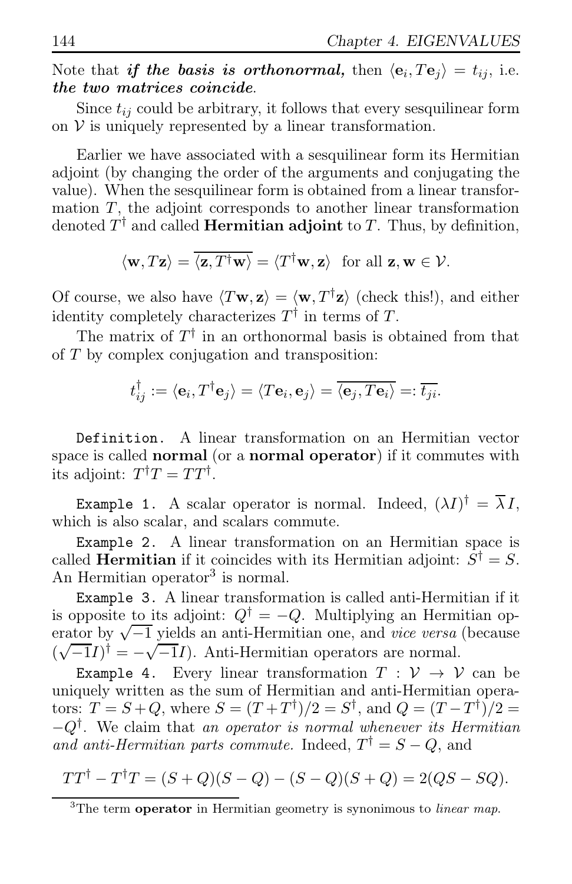Note that ***if the basis is orthonormal,*** then $\langle \mathbf{e}_i, T\mathbf{e}_j\rangle = t_{ij}$, i.e. ***the two matrices coincide***.

Since $t_{ij}$ could be arbitrary, it follows that every sesquilinear form on $\mathcal{V}$ is uniquely represented by a linear transformation.

Earlier we have associated with a sesquilinear form its Hermitian adjoint (by changing the order of the arguments and conjugating the value). When the sesquilinear form is obtained from a linear transformation $T$, the adjoint corresponds to another linear transformation denoted $T^\dagger$ and called **Hermitian adjoint** to $T$. Thus, by definition,

$$\langle \mathbf{w}, T\mathbf{z}\rangle = \overline{\langle \mathbf{z}, T^\dagger \mathbf{w}\rangle} = \langle T^\dagger \mathbf{w}, \mathbf{z}\rangle \quad \text{for all } \mathbf{z}, \mathbf{w} \in \mathcal{V}.$$

Of course, we also have $\langle T\mathbf{w}, \mathbf{z}\rangle = \langle \mathbf{w}, T^\dagger \mathbf{z}\rangle$ (check this!), and either identity completely characterizes $T^\dagger$ in terms of $T$.

The matrix of $T^\dagger$ in an orthonormal basis is obtained from that of $T$ by complex conjugation and transposition:

$$t^\dagger_{ij} := \langle \mathbf{e}_i, T^\dagger \mathbf{e}_j\rangle = \langle T\mathbf{e}_i, \mathbf{e}_j\rangle = \overline{\langle \mathbf{e}_j, T\mathbf{e}_i\rangle} =: \overline{t_{ji}}.$$

`Definition.` A linear transformation on an Hermitian vector space is called **normal** (or a **normal operator**) if it commutes with its adjoint: $T^\dagger T = TT^\dagger$.

`Example 1.` A scalar operator is normal. Indeed, $(\lambda I)^\dagger = \overline{\lambda} I$, which is also scalar, and scalars commute.

`Example 2.` A linear transformation on an Hermitian space is called **Hermitian** if it coincides with its Hermitian adjoint: $S^\dagger = S$. An Hermitian operator[3] is normal.

`Example 3.` A linear transformation is called anti-Hermitian if it is opposite to its adjoint: $Q^\dagger = -Q$. Multiplying an Hermitian operator by $\sqrt{-1}$ yields an anti-Hermitian one, and *vice versa* (because $(\sqrt{-1}I)^\dagger = -\sqrt{-1}I$). Anti-Hermitian operators are normal.

`Example 4.` Every linear transformation $T : \mathcal{V} \to \mathcal{V}$ can be uniquely written as the sum of Hermitian and anti-Hermitian operators: $T = S + Q$, where $S = (T + T^\dagger)/2 = S^\dagger$, and $Q = (T - T^\dagger)/2 = -Q^\dagger$. We claim that *an operator is normal whenever its Hermitian and anti-Hermitian parts commute.* Indeed, $T^\dagger = S - Q$, and

$$TT^\dagger - T^\dagger T = (S + Q)(S - Q) - (S - Q)(S + Q) = 2(QS - SQ).$$

[3] The term **operator** in Hermitian geometry is synonimous to *linear map.*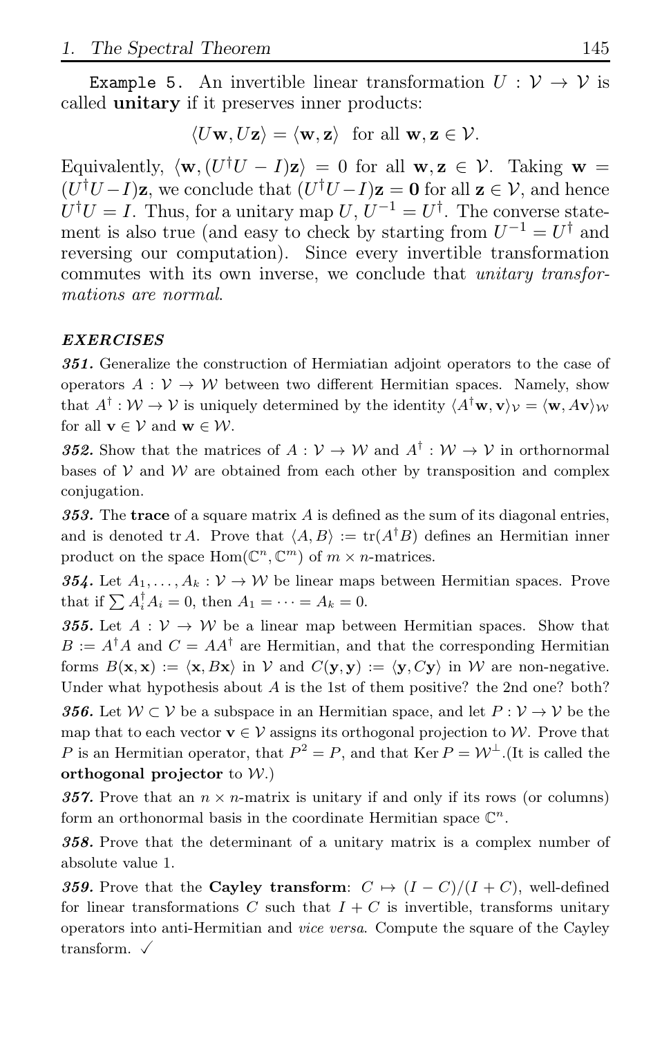Example 5. An invertible linear transformation $U : \mathcal{V} \to \mathcal{V}$ is called **unitary** if it preserves inner products:

$$\langle U\mathbf{w}, U\mathbf{z}\rangle = \langle \mathbf{w}, \mathbf{z}\rangle \quad \text{for all } \mathbf{w}, \mathbf{z} \in \mathcal{V}.$$

Equivalently, $\langle \mathbf{w}, (U^\dagger U - I)\mathbf{z}\rangle = 0$ for all $\mathbf{w}, \mathbf{z} \in \mathcal{V}$. Taking $\mathbf{w} = (U^\dagger U - I)\mathbf{z}$, we conclude that $(U^\dagger U - I)\mathbf{z} = \mathbf{0}$ for all $\mathbf{z} \in \mathcal{V}$, and hence $U^\dagger U = I$. Thus, for a unitary map $U$, $U^{-1} = U^\dagger$. The converse statement is also true (and easy to check by starting from $U^{-1} = U^\dagger$ and reversing our computation). Since every invertible transformation commutes with its own inverse, we conclude that *unitary transformations are normal*.

### *EXERCISES*

***351.*** Generalize the construction of Hermiatian adjoint operators to the case of operators $A : \mathcal{V} \to \mathcal{W}$ between two different Hermitian spaces. Namely, show that $A^\dagger : \mathcal{W} \to \mathcal{V}$ is uniquely determined by the identity $\langle A^\dagger \mathbf{w}, \mathbf{v}\rangle_{\mathcal{V}} = \langle \mathbf{w}, A\mathbf{v}\rangle_{\mathcal{W}}$ for all $\mathbf{v} \in \mathcal{V}$ and $\mathbf{w} \in \mathcal{W}$.

***352.*** Show that the matrices of $A : \mathcal{V} \to \mathcal{W}$ and $A^\dagger : \mathcal{W} \to \mathcal{V}$ in orthornormal bases of $\mathcal{V}$ and $\mathcal{W}$ are obtained from each other by transposition and complex conjugation.

***353.*** The **trace** of a square matrix $A$ is defined as the sum of its diagonal entries, and is denoted $\operatorname{tr} A$. Prove that $\langle A, B\rangle := \operatorname{tr}(A^\dagger B)$ defines an Hermitian inner product on the space $\operatorname{Hom}(\mathbb{C}^n, \mathbb{C}^m)$ of $m \times n$-matrices.

***354.*** Let $A_1, \ldots, A_k : \mathcal{V} \to \mathcal{W}$ be linear maps between Hermitian spaces. Prove that if $\sum A_i^\dagger A_i = 0$, then $A_1 = \cdots = A_k = 0$.

***355.*** Let $A : \mathcal{V} \to \mathcal{W}$ be a linear map between Hermitian spaces. Show that $B := A^\dagger A$ and $C = AA^\dagger$ are Hermitian, and that the corresponding Hermitian forms $B(\mathbf{x}, \mathbf{x}) := \langle \mathbf{x}, B\mathbf{x}\rangle$ in $\mathcal{V}$ and $C(\mathbf{y}, \mathbf{y}) := \langle \mathbf{y}, C\mathbf{y}\rangle$ in $\mathcal{W}$ are non-negative. Under what hypothesis about $A$ is the 1st of them positive? the 2nd one? both?

***356.*** Let $\mathcal{W} \subset \mathcal{V}$ be a subspace in an Hermitian space, and let $P : \mathcal{V} \to \mathcal{V}$ be the map that to each vector $\mathbf{v} \in \mathcal{V}$ assigns its orthogonal projection to $\mathcal{W}$. Prove that $P$ is an Hermitian operator, that $P^2 = P$, and that $\operatorname{Ker} P = \mathcal{W}^\perp$.(It is called the **orthogonal projector** to $\mathcal{W}$.)

***357.*** Prove that an $n \times n$-matrix is unitary if and only if its rows (or columns) form an orthonormal basis in the coordinate Hermitian space $\mathbb{C}^n$.

***358.*** Prove that the determinant of a unitary matrix is a complex number of absolute value 1.

***359.*** Prove that the **Cayley transform**: $C \mapsto (I - C)/(I + C)$, well-defined for linear transformations $C$ such that $I + C$ is invertible, transforms unitary operators into anti-Hermitian and *vice versa*. Compute the square of the Cayley transform. ✓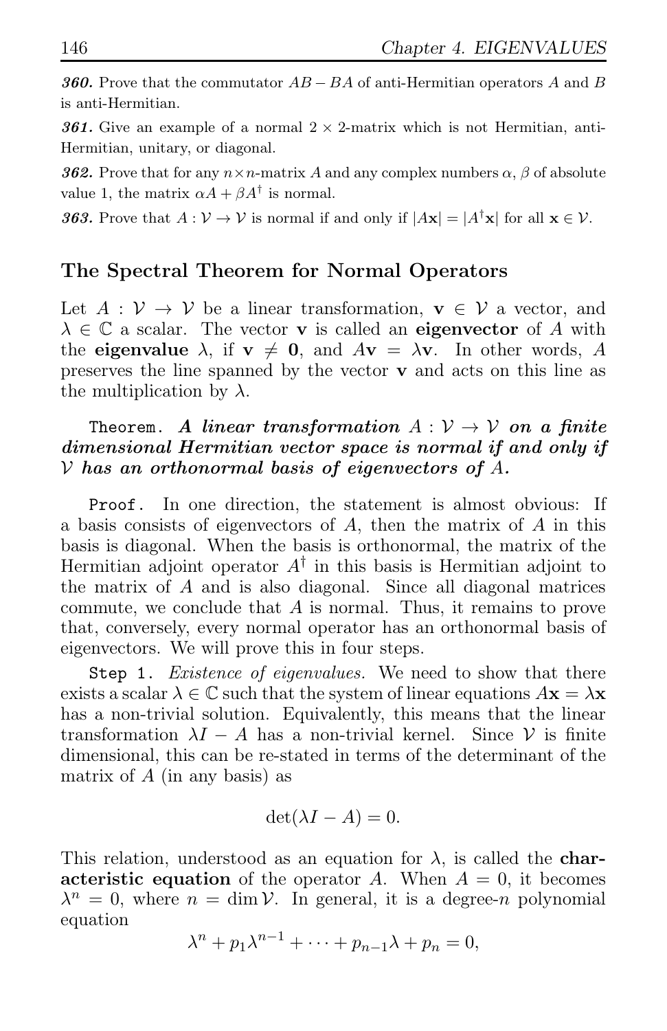***360.*** Prove that the commutator $AB - BA$ of anti-Hermitian operators $A$ and $B$ is anti-Hermitian.

***361.*** Give an example of a normal $2 \times 2$-matrix which is not Hermitian, anti-Hermitian, unitary, or diagonal.

***362.*** Prove that for any $n \times n$-matrix $A$ and any complex numbers $\alpha$, $\beta$ of absolute value 1, the matrix $\alpha A + \beta A^\dagger$ is normal.

***363.*** Prove that $A : \mathcal{V} \to \mathcal{V}$ is normal if and only if $|A\mathbf{x}| = |A^\dagger \mathbf{x}|$ for all $\mathbf{x} \in \mathcal{V}$.

## The Spectral Theorem for Normal Operators

Let $A : \mathcal{V} \to \mathcal{V}$ be a linear transformation, $\mathbf{v} \in \mathcal{V}$ a vector, and $\lambda \in \mathbb{C}$ a scalar. The vector $\mathbf{v}$ is called an **eigenvector** of $A$ with the **eigenvalue** $\lambda$, if $\mathbf{v} \neq \mathbf{0}$, and $A\mathbf{v} = \lambda\mathbf{v}$. In other words, $A$ preserves the line spanned by the vector $\mathbf{v}$ and acts on this line as the multiplication by $\lambda$.

`Theorem.` ***A linear transformation $A : \mathcal{V} \to \mathcal{V}$ on a finite dimensional Hermitian vector space is normal if and only if $\mathcal{V}$ has an orthonormal basis of eigenvectors of $A$.***

`Proof.` In one direction, the statement is almost obvious: If a basis consists of eigenvectors of $A$, then the matrix of $A$ in this basis is diagonal. When the basis is orthonormal, the matrix of the Hermitian adjoint operator $A^\dagger$ in this basis is Hermitian adjoint to the matrix of $A$ and is also diagonal. Since all diagonal matrices commute, we conclude that $A$ is normal. Thus, it remains to prove that, conversely, every normal operator has an orthonormal basis of eigenvectors. We will prove this in four steps.

`Step 1.` *Existence of eigenvalues.* We need to show that there exists a scalar $\lambda \in \mathbb{C}$ such that the system of linear equations $A\mathbf{x} = \lambda\mathbf{x}$ has a non-trivial solution. Equivalently, this means that the linear transformation $\lambda I - A$ has a non-trivial kernel. Since $\mathcal{V}$ is finite dimensional, this can be re-stated in terms of the determinant of the matrix of $A$ (in any basis) as

$$\det(\lambda I - A) = 0.$$

This relation, understood as an equation for $\lambda$, is called the **characteristic equation** of the operator $A$. When $A = 0$, it becomes $\lambda^n = 0$, where $n = \dim \mathcal{V}$. In general, it is a degree-$n$ polynomial equation

$$\lambda^n + p_1\lambda^{n-1} + \cdots + p_{n-1}\lambda + p_n = 0,$$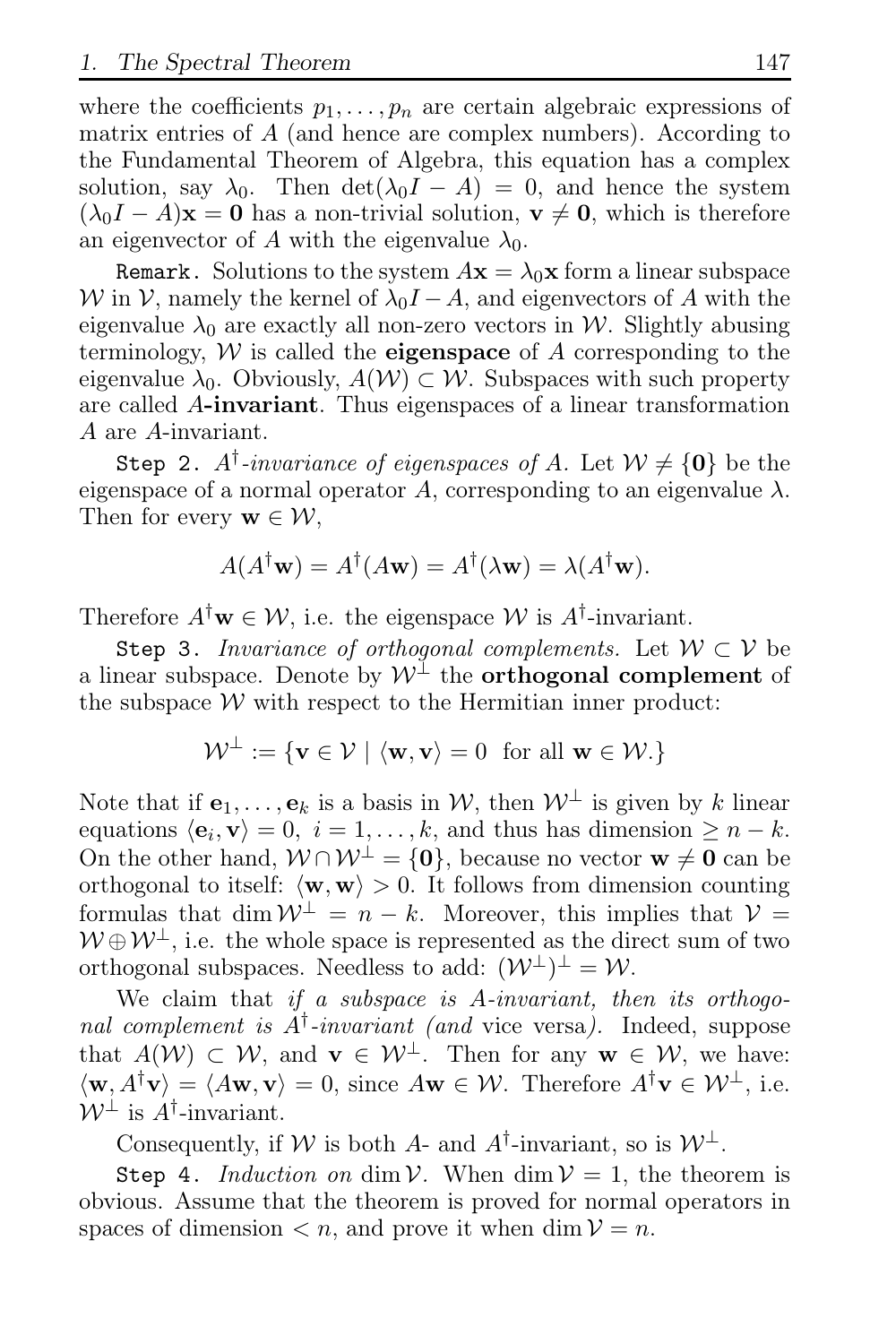where the coefficients $p_1, \ldots, p_n$ are certain algebraic expressions of matrix entries of $A$ (and hence are complex numbers). According to the Fundamental Theorem of Algebra, this equation has a complex solution, say $\lambda_0$. Then $\det(\lambda_0 I - A) = 0$, and hence the system $(\lambda_0 I - A)\mathbf{x} = \mathbf{0}$ has a non-trivial solution, $\mathbf{v} \neq \mathbf{0}$, which is therefore an eigenvector of $A$ with the eigenvalue $\lambda_0$.

`Remark.` Solutions to the system $A\mathbf{x} = \lambda_0 \mathbf{x}$ form a linear subspace $\mathcal{W}$ in $\mathcal{V}$, namely the kernel of $\lambda_0 I - A$, and eigenvectors of $A$ with the eigenvalue $\lambda_0$ are exactly all non-zero vectors in $\mathcal{W}$. Slightly abusing terminology, $\mathcal{W}$ is called the **eigenspace** of $A$ corresponding to the eigenvalue $\lambda_0$. Obviously, $A(\mathcal{W}) \subset \mathcal{W}$. Subspaces with such property are called $A$**-invariant**. Thus eigenspaces of a linear transformation $A$ are $A$-invariant.

`Step 2.` *$A^\dagger$-invariance of eigenspaces of $A$.* Let $\mathcal{W} \neq \{\mathbf{0}\}$ be the eigenspace of a normal operator $A$, corresponding to an eigenvalue $\lambda$. Then for every $\mathbf{w} \in \mathcal{W}$,

$$A(A^\dagger \mathbf{w}) = A^\dagger(A\mathbf{w}) = A^\dagger(\lambda \mathbf{w}) = \lambda(A^\dagger \mathbf{w}).$$

Therefore $A^\dagger \mathbf{w} \in \mathcal{W}$, i.e. the eigenspace $\mathcal{W}$ is $A^\dagger$-invariant.

`Step 3.` *Invariance of orthogonal complements.* Let $\mathcal{W} \subset \mathcal{V}$ be a linear subspace. Denote by $\mathcal{W}^\perp$ the **orthogonal complement** of the subspace $\mathcal{W}$ with respect to the Hermitian inner product:

$$\mathcal{W}^\perp := \{\mathbf{v} \in \mathcal{V} \mid \langle \mathbf{w}, \mathbf{v} \rangle = 0 \text{ for all } \mathbf{w} \in \mathcal{W}.\}$$

Note that if $\mathbf{e}_1, \ldots, \mathbf{e}_k$ is a basis in $\mathcal{W}$, then $\mathcal{W}^\perp$ is given by $k$ linear equations $\langle \mathbf{e}_i, \mathbf{v} \rangle = 0,\ i = 1, \ldots, k$, and thus has dimension $\geq n - k$. On the other hand, $\mathcal{W} \cap \mathcal{W}^\perp = \{\mathbf{0}\}$, because no vector $\mathbf{w} \neq \mathbf{0}$ can be orthogonal to itself: $\langle \mathbf{w}, \mathbf{w} \rangle > 0$. It follows from dimension counting formulas that $\dim \mathcal{W}^\perp = n - k$. Moreover, this implies that $\mathcal{V} = \mathcal{W} \oplus \mathcal{W}^\perp$, i.e. the whole space is represented as the direct sum of two orthogonal subspaces. Needless to add: $(\mathcal{W}^\perp)^\perp = \mathcal{W}$.

We claim that *if a subspace is $A$-invariant, then its orthogonal complement is $A^\dagger$-invariant (and* vice versa*).* Indeed, suppose that $A(\mathcal{W}) \subset \mathcal{W}$, and $\mathbf{v} \in \mathcal{W}^\perp$. Then for any $\mathbf{w} \in \mathcal{W}$, we have: $\langle \mathbf{w}, A^\dagger \mathbf{v} \rangle = \langle A\mathbf{w}, \mathbf{v} \rangle = 0$, since $A\mathbf{w} \in \mathcal{W}$. Therefore $A^\dagger \mathbf{v} \in \mathcal{W}^\perp$, i.e. $\mathcal{W}^\perp$ is $A^\dagger$-invariant.

Consequently, if $\mathcal{W}$ is both $A$- and $A^\dagger$-invariant, so is $\mathcal{W}^\perp$.

`Step 4.` *Induction on* $\dim \mathcal{V}$. When $\dim \mathcal{V} = 1$, the theorem is obvious. Assume that the theorem is proved for normal operators in spaces of dimension $< n$, and prove it when $\dim \mathcal{V} = n$.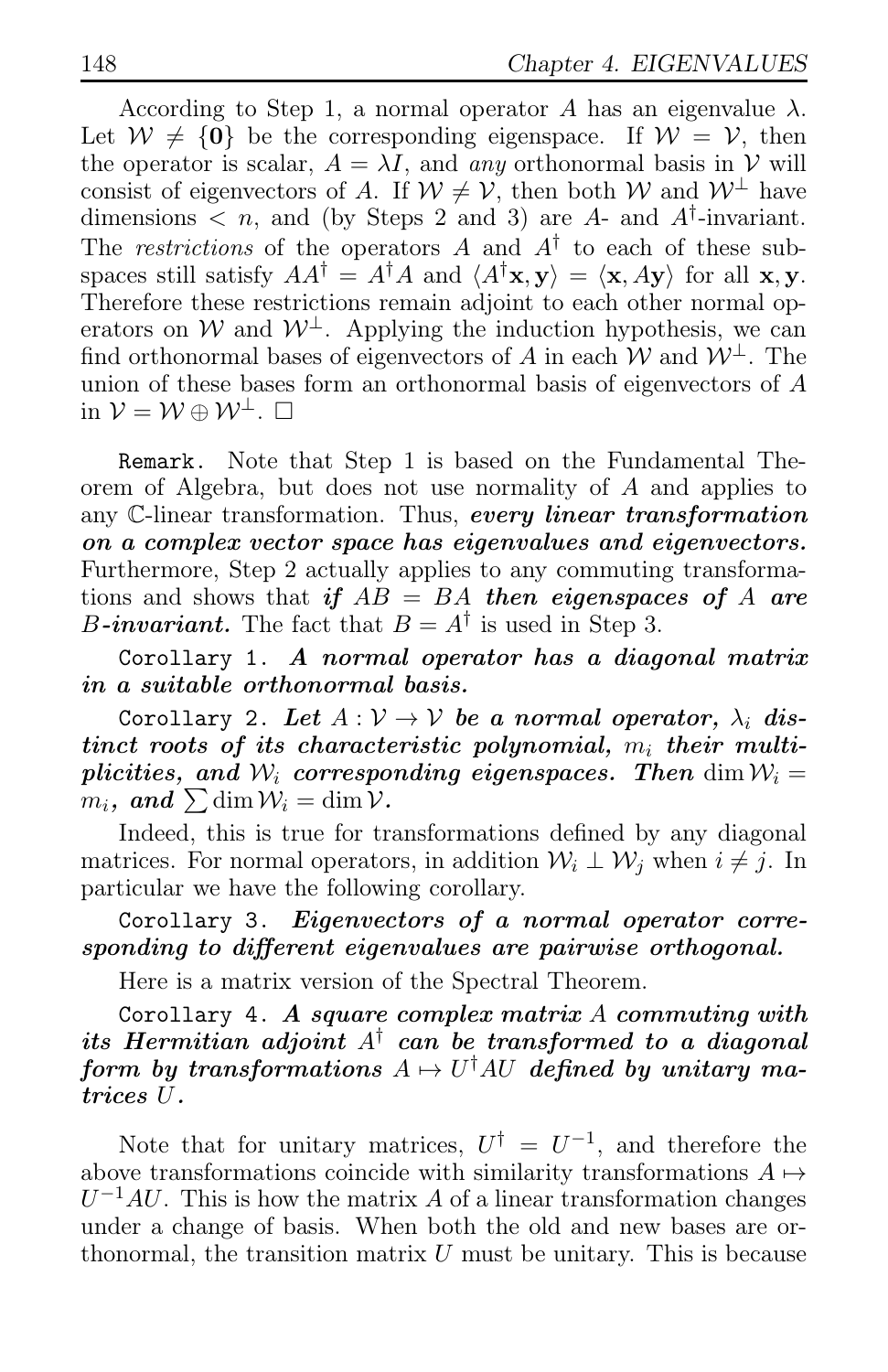According to Step 1, a normal operator $A$ has an eigenvalue $\lambda$. Let $\mathcal{W} \neq \{\mathbf{0}\}$ be the corresponding eigenspace. If $\mathcal{W} = \mathcal{V}$, then the operator is scalar, $A = \lambda I$, and *any* orthonormal basis in $\mathcal{V}$ will consist of eigenvectors of $A$. If $\mathcal{W} \neq \mathcal{V}$, then both $\mathcal{W}$ and $\mathcal{W}^\perp$ have dimensions $< n$, and (by Steps 2 and 3) are $A$- and $A^\dagger$-invariant. The *restrictions* of the operators $A$ and $A^\dagger$ to each of these subspaces still satisfy $AA^\dagger = A^\dagger A$ and $\langle A^\dagger \mathbf{x}, \mathbf{y}\rangle = \langle \mathbf{x}, A\mathbf{y}\rangle$ for all $\mathbf{x}, \mathbf{y}$. Therefore these restrictions remain adjoint to each other normal operators on $\mathcal{W}$ and $\mathcal{W}^\perp$. Applying the induction hypothesis, we can find orthonormal bases of eigenvectors of $A$ in each $\mathcal{W}$ and $\mathcal{W}^\perp$. The union of these bases form an orthonormal basis of eigenvectors of $A$ in $\mathcal{V} = \mathcal{W} \oplus \mathcal{W}^\perp$. $\square$

Remark. Note that Step 1 is based on the Fundamental Theorem of Algebra, but does not use normality of $A$ and applies to any $\mathbb{C}$-linear transformation. Thus, ***every linear transformation on a complex vector space has eigenvalues and eigenvectors.*** Furthermore, Step 2 actually applies to any commuting transformations and shows that ***if*** $AB = BA$ ***then eigenspaces of*** $A$ ***are*** $B$***-invariant.*** The fact that $B = A^\dagger$ is used in Step 3.

Corollary 1. ***A normal operator has a diagonal matrix in a suitable orthonormal basis.***

Corollary 2. ***Let*** $A : \mathcal{V} \to \mathcal{V}$ ***be a normal operator,*** $\lambda_i$ ***distinct roots of its characteristic polynomial,*** $m_i$ ***their multiplicities, and*** $\mathcal{W}_i$ ***corresponding eigenspaces. Then*** $\dim \mathcal{W}_i = m_i$***, and*** $\sum \dim \mathcal{W}_i = \dim \mathcal{V}$***.***

Indeed, this is true for transformations defined by any diagonal matrices. For normal operators, in addition $\mathcal{W}_i \perp \mathcal{W}_j$ when $i \neq j$. In particular we have the following corollary.

Corollary 3. ***Eigenvectors of a normal operator corresponding to different eigenvalues are pairwise orthogonal.***

Here is a matrix version of the Spectral Theorem.

Corollary 4. ***A square complex matrix*** $A$ ***commuting with its Hermitian adjoint*** $A^\dagger$ ***can be transformed to a diagonal form by transformations*** $A \mapsto U^\dagger A U$ ***defined by unitary matrices*** $U$***.***

Note that for unitary matrices, $U^\dagger = U^{-1}$, and therefore the above transformations coincide with similarity transformations $A \mapsto U^{-1}AU$. This is how the matrix $A$ of a linear transformation changes under a change of basis. When both the old and new bases are orthonormal, the transition matrix $U$ must be unitary. This is because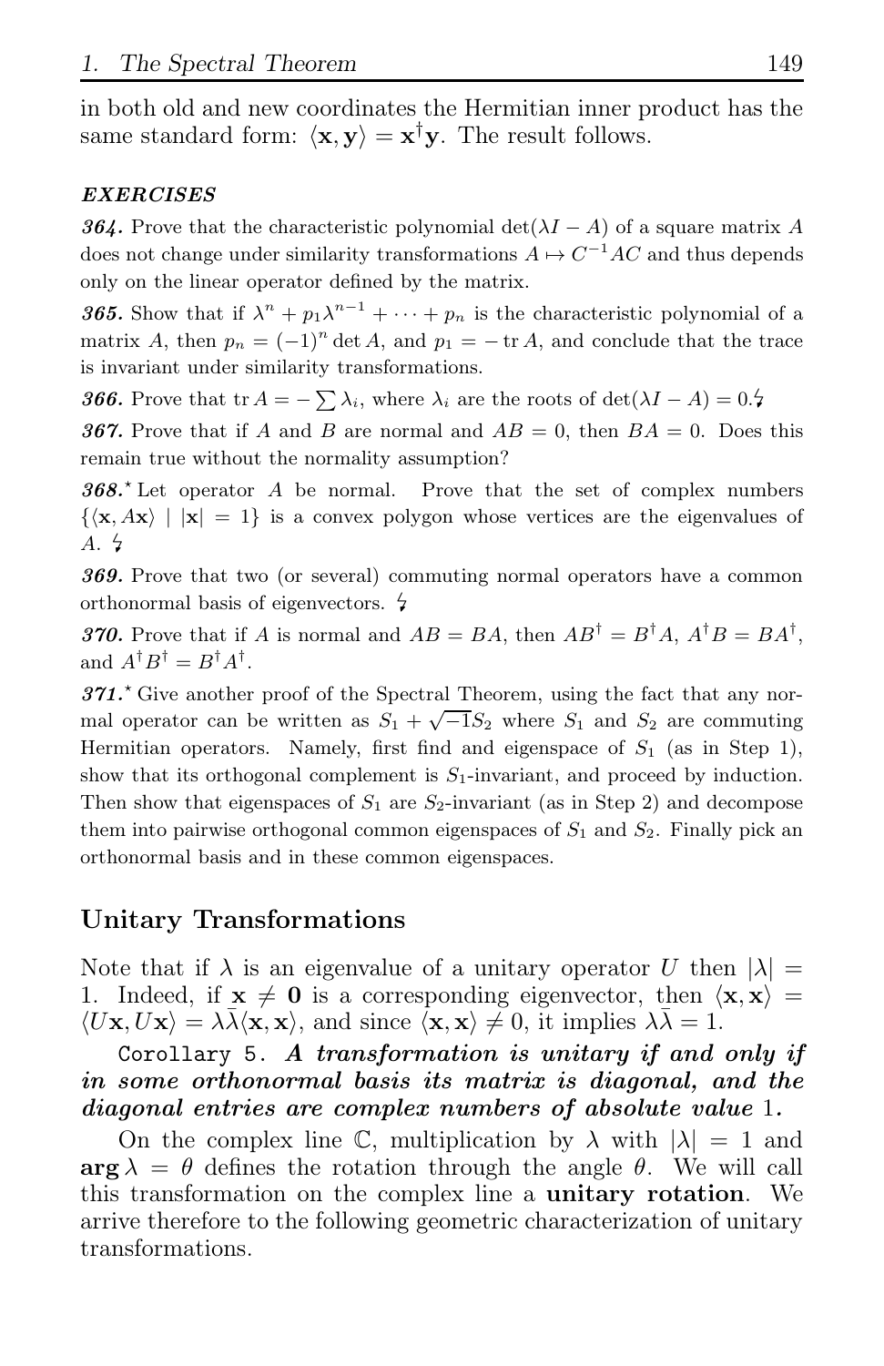in both old and new coordinates the Hermitian inner product has the same standard form: $\langle \mathbf{x}, \mathbf{y} \rangle = \mathbf{x}^\dagger \mathbf{y}$. The result follows.

***EXERCISES***

***364.*** Prove that the characteristic polynomial $\det(\lambda I - A)$ of a square matrix $A$ does not change under similarity transformations $A \mapsto C^{-1}AC$ and thus depends only on the linear operator defined by the matrix.

***365.*** Show that if $\lambda^n + p_1\lambda^{n-1} + \cdots + p_n$ is the characteristic polynomial of a matrix $A$, then $p_n = (-1)^n \det A$, and $p_1 = -\operatorname{tr} A$, and conclude that the trace is invariant under similarity transformations.

***366.*** Prove that $\operatorname{tr} A = -\sum \lambda_i$, where $\lambda_i$ are the roots of $\det(\lambda I - A) = 0$. ↯

***367.*** Prove that if $A$ and $B$ are normal and $AB = 0$, then $BA = 0$. Does this remain true without the normality assumption?

***368.****⋆* Let operator $A$ be normal. Prove that the set of complex numbers $\{\langle \mathbf{x}, A\mathbf{x} \rangle \mid |\mathbf{x}| = 1\}$ is a convex polygon whose vertices are the eigenvalues of $A$. ↯

***369.*** Prove that two (or several) commuting normal operators have a common orthonormal basis of eigenvectors. ↯

***370.*** Prove that if $A$ is normal and $AB = BA$, then $AB^\dagger = B^\dagger A$, $A^\dagger B = BA^\dagger$, and $A^\dagger B^\dagger = B^\dagger A^\dagger$.

***371.****⋆* Give another proof of the Spectral Theorem, using the fact that any normal operator can be written as $S_1 + \sqrt{-1}S_2$ where $S_1$ and $S_2$ are commuting Hermitian operators. Namely, first find and eigenspace of $S_1$ (as in Step 1), show that its orthogonal complement is $S_1$-invariant, and proceed by induction. Then show that eigenspaces of $S_1$ are $S_2$-invariant (as in Step 2) and decompose them into pairwise orthogonal common eigenspaces of $S_1$ and $S_2$. Finally pick an orthonormal basis and in these common eigenspaces.

## Unitary Transformations

Note that if $\lambda$ is an eigenvalue of a unitary operator $U$ then $|\lambda| = 1$. Indeed, if $\mathbf{x} \neq \mathbf{0}$ is a corresponding eigenvector, then $\langle \mathbf{x}, \mathbf{x} \rangle = \langle U\mathbf{x}, U\mathbf{x} \rangle = \lambda\bar{\lambda}\langle \mathbf{x}, \mathbf{x} \rangle$, and since $\langle \mathbf{x}, \mathbf{x} \rangle \neq 0$, it implies $\lambda\bar{\lambda} = 1$.

`Corollary 5.` ***A transformation is unitary if and only if in some orthonormal basis its matrix is diagonal, and the diagonal entries are complex numbers of absolute value*** 1**.**

On the complex line $\mathbb{C}$, multiplication by $\lambda$ with $|\lambda| = 1$ and $\mathbf{arg}\,\lambda = \theta$ defines the rotation through the angle $\theta$. We will call this transformation on the complex line a **unitary rotation**. We arrive therefore to the following geometric characterization of unitary transformations.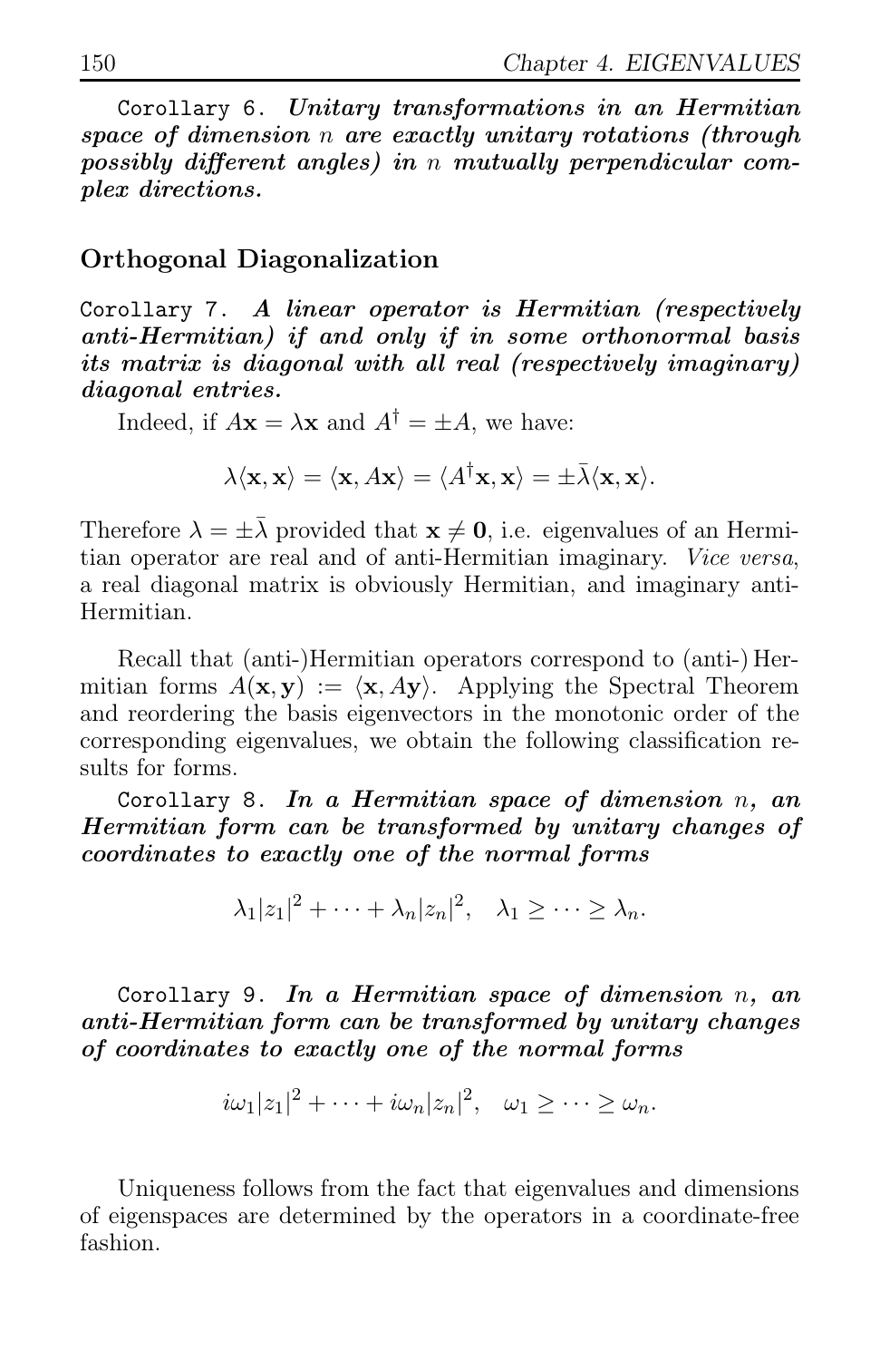Corollary 6. ***Unitary transformations in an Hermitian space of dimension $n$ are exactly unitary rotations (through possibly different angles) in $n$ mutually perpendicular complex directions.***

## Orthogonal Diagonalization

Corollary 7. ***A linear operator is Hermitian (respectively anti-Hermitian) if and only if in some orthonormal basis its matrix is diagonal with all real (respectively imaginary) diagonal entries.***

Indeed, if $A\mathbf{x} = \lambda\mathbf{x}$ and $A^\dagger = \pm A$, we have:

$$\lambda\langle\mathbf{x}, \mathbf{x}\rangle = \langle\mathbf{x}, A\mathbf{x}\rangle = \langle A^\dagger\mathbf{x}, \mathbf{x}\rangle = \pm\bar{\lambda}\langle\mathbf{x}, \mathbf{x}\rangle.$$

Therefore $\lambda = \pm\bar{\lambda}$ provided that $\mathbf{x} \neq \mathbf{0}$, i.e. eigenvalues of an Hermitian operator are real and of anti-Hermitian imaginary. *Vice versa*, a real diagonal matrix is obviously Hermitian, and imaginary anti-Hermitian.

Recall that (anti-)Hermitian operators correspond to (anti-) Hermitian forms $A(\mathbf{x}, \mathbf{y}) := \langle\mathbf{x}, A\mathbf{y}\rangle$. Applying the Spectral Theorem and reordering the basis eigenvectors in the monotonic order of the corresponding eigenvalues, we obtain the following classification results for forms.

Corollary 8. ***In a Hermitian space of dimension $n$, an Hermitian form can be transformed by unitary changes of coordinates to exactly one of the normal forms***

$$\lambda_1|z_1|^2 + \cdots + \lambda_n|z_n|^2, \quad \lambda_1 \geq \cdots \geq \lambda_n.$$

Corollary 9. ***In a Hermitian space of dimension $n$, an anti-Hermitian form can be transformed by unitary changes of coordinates to exactly one of the normal forms***

$$i\omega_1|z_1|^2 + \cdots + i\omega_n|z_n|^2, \quad \omega_1 \geq \cdots \geq \omega_n.$$

Uniqueness follows from the fact that eigenvalues and dimensions of eigenspaces are determined by the operators in a coordinate-free fashion.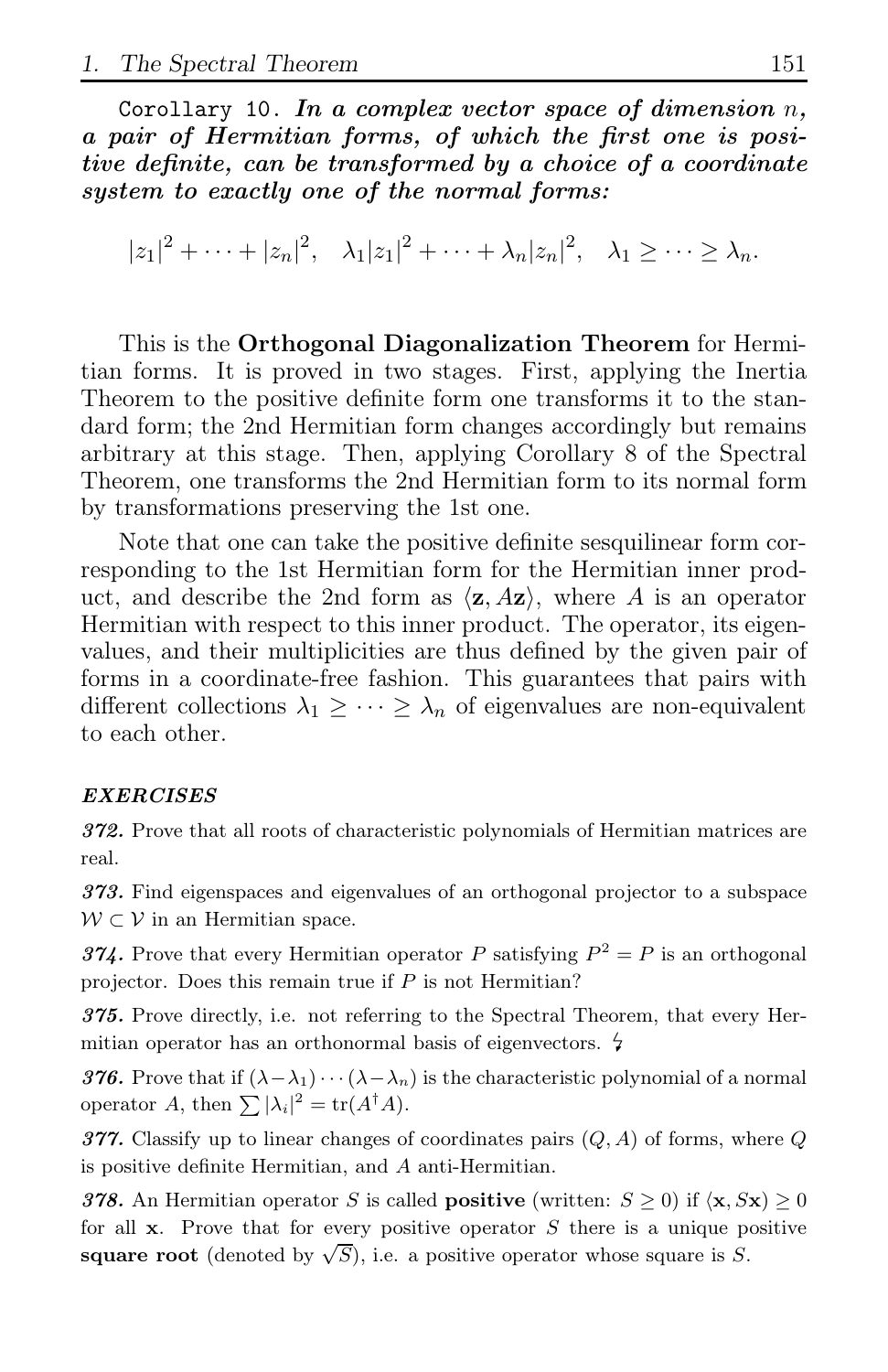Corollary 10. ***In a complex vector space of dimension $n$, a pair of Hermitian forms, of which the first one is positive definite, can be transformed by a choice of a coordinate system to exactly one of the normal forms:***

$$|z_1|^2 + \cdots + |z_n|^2, \quad \lambda_1|z_1|^2 + \cdots + \lambda_n|z_n|^2, \quad \lambda_1 \geq \cdots \geq \lambda_n.$$

This is the **Orthogonal Diagonalization Theorem** for Hermitian forms. It is proved in two stages. First, applying the Inertia Theorem to the positive definite form one transforms it to the standard form; the 2nd Hermitian form changes accordingly but remains arbitrary at this stage. Then, applying Corollary 8 of the Spectral Theorem, one transforms the 2nd Hermitian form to its normal form by transformations preserving the 1st one.

Note that one can take the positive definite sesquilinear form corresponding to the 1st Hermitian form for the Hermitian inner product, and describe the 2nd form as $\langle \mathbf{z}, A\mathbf{z} \rangle$, where $A$ is an operator Hermitian with respect to this inner product. The operator, its eigenvalues, and their multiplicities are thus defined by the given pair of forms in a coordinate-free fashion. This guarantees that pairs with different collections $\lambda_1 \geq \cdots \geq \lambda_n$ of eigenvalues are non-equivalent to each other.

***EXERCISES***

***372.*** Prove that all roots of characteristic polynomials of Hermitian matrices are real.

***373.*** Find eigenspaces and eigenvalues of an orthogonal projector to a subspace $\mathcal{W} \subset \mathcal{V}$ in an Hermitian space.

***374.*** Prove that every Hermitian operator $P$ satisfying $P^2 = P$ is an orthogonal projector. Does this remain true if $P$ is not Hermitian?

***375.*** Prove directly, i.e. not referring to the Spectral Theorem, that every Hermitian operator has an orthonormal basis of eigenvectors. ↯

***376.*** Prove that if $(\lambda-\lambda_1)\cdots(\lambda-\lambda_n)$ is the characteristic polynomial of a normal operator $A$, then $\sum |\lambda_i|^2 = \operatorname{tr}(A^\dagger A)$.

***377.*** Classify up to linear changes of coordinates pairs $(Q, A)$ of forms, where $Q$ is positive definite Hermitian, and $A$ anti-Hermitian.

***378.*** An Hermitian operator $S$ is called **positive** (written: $S \geq 0$) if $\langle \mathbf{x}, S\mathbf{x} \rangle \geq 0$ for all $\mathbf{x}$. Prove that for every positive operator $S$ there is a unique positive **square root** (denoted by $\sqrt{S}$), i.e. a positive operator whose square is $S$.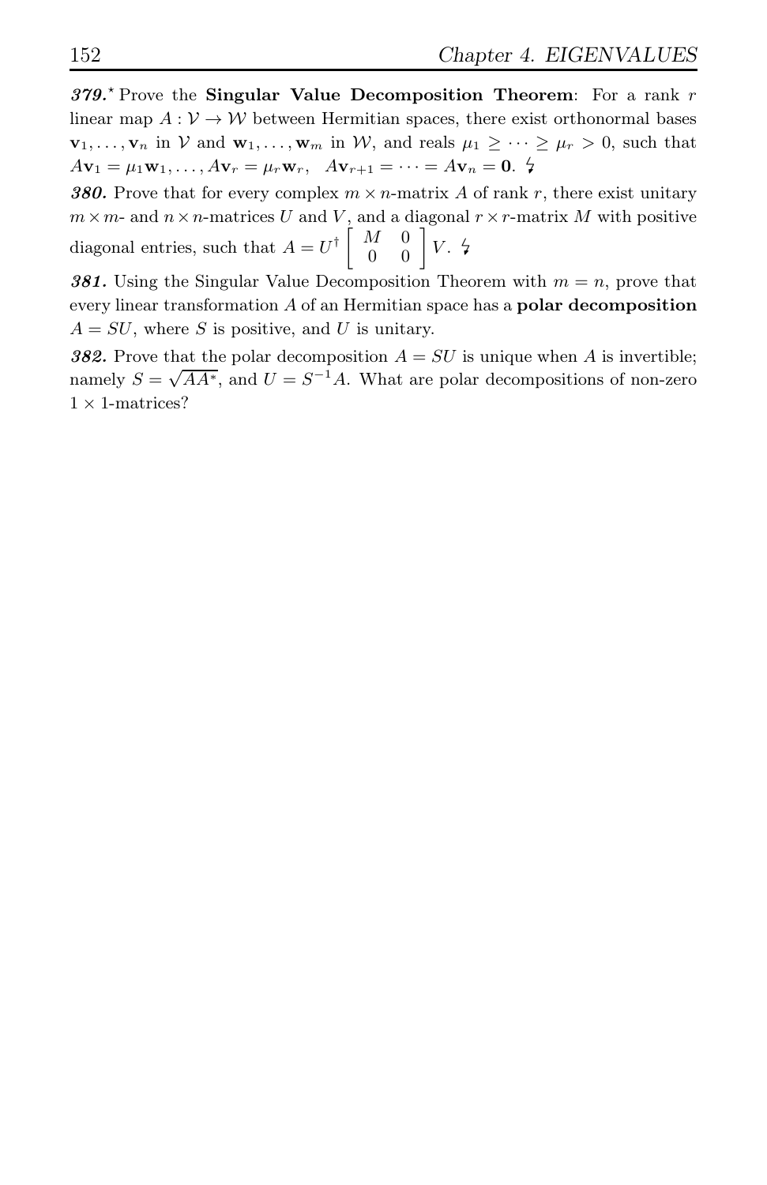***379.***$^\star$ Prove the **Singular Value Decomposition Theorem**: For a rank $r$ linear map $A : \mathcal{V} \to \mathcal{W}$ between Hermitian spaces, there exist orthonormal bases $\mathbf{v}_1, \ldots, \mathbf{v}_n$ in $\mathcal{V}$ and $\mathbf{w}_1, \ldots, \mathbf{w}_m$ in $\mathcal{W}$, and reals $\mu_1 \geq \cdots \geq \mu_r > 0$, such that $A\mathbf{v}_1 = \mu_1 \mathbf{w}_1, \ldots, A\mathbf{v}_r = \mu_r \mathbf{w}_r,\ \ A\mathbf{v}_{r+1} = \cdots = A\mathbf{v}_n = \mathbf{0}$. ↯

***380.*** Prove that for every complex $m \times n$-matrix $A$ of rank $r$, there exist unitary $m \times m$- and $n \times n$-matrices $U$ and $V$, and a diagonal $r \times r$-matrix $M$ with positive diagonal entries, such that $A = U^\dagger \begin{bmatrix} M & 0 \\ 0 & 0 \end{bmatrix} V$. ↯

***381.*** Using the Singular Value Decomposition Theorem with $m = n$, prove that every linear transformation $A$ of an Hermitian space has a **polar decomposition** $A = SU$, where $S$ is positive, and $U$ is unitary.

***382.*** Prove that the polar decomposition $A = SU$ is unique when $A$ is invertible; namely $S = \sqrt{AA^*}$, and $U = S^{-1}A$. What are polar decompositions of non-zero $1 \times 1$-matrices?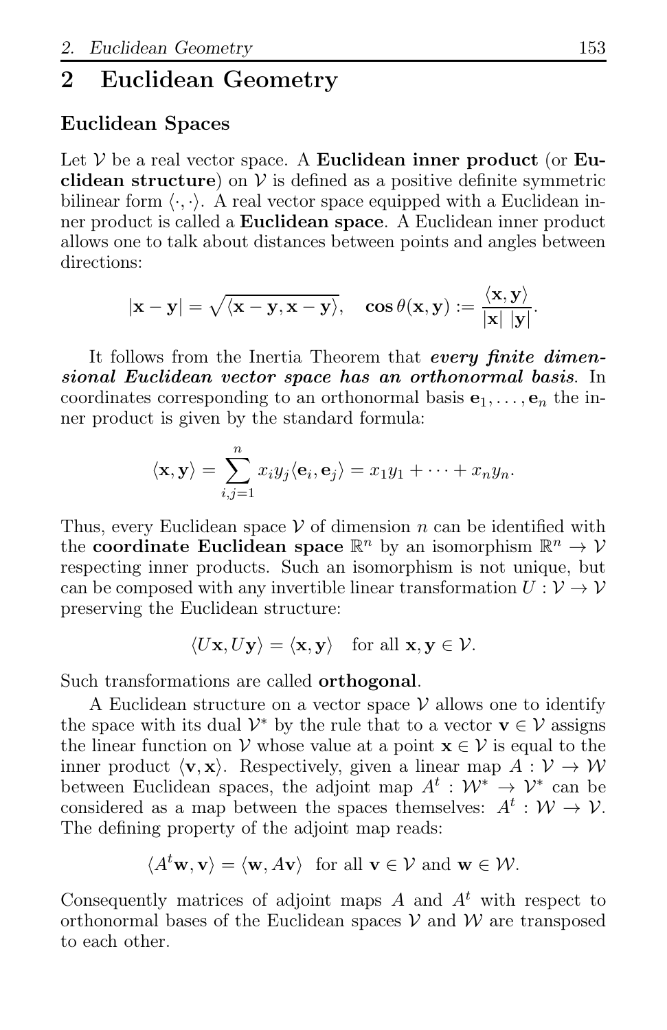# 2 Euclidean Geometry

## Euclidean Spaces

Let $\mathcal{V}$ be a real vector space. A **Euclidean inner product** (or **Euclidean structure**) on $\mathcal{V}$ is defined as a positive definite symmetric bilinear form $\langle \cdot, \cdot \rangle$. A real vector space equipped with a Euclidean inner product is called a **Euclidean space**. A Euclidean inner product allows one to talk about distances between points and angles between directions:

$$|\mathbf{x} - \mathbf{y}| = \sqrt{\langle \mathbf{x} - \mathbf{y}, \mathbf{x} - \mathbf{y} \rangle}, \quad \cos \theta(\mathbf{x}, \mathbf{y}) := \frac{\langle \mathbf{x}, \mathbf{y} \rangle}{|\mathbf{x}| \; |\mathbf{y}|}.$$

It follows from the Inertia Theorem that ***every finite dimensional Euclidean vector space has an orthonormal basis***. In coordinates corresponding to an orthonormal basis $\mathbf{e}_1, \dots, \mathbf{e}_n$ the inner product is given by the standard formula:

$$\langle \mathbf{x}, \mathbf{y} \rangle = \sum_{i,j=1}^{n} x_i y_j \langle \mathbf{e}_i, \mathbf{e}_j \rangle = x_1 y_1 + \dots + x_n y_n.$$

Thus, every Euclidean space $\mathcal{V}$ of dimension $n$ can be identified with the **coordinate Euclidean space** $\mathbb{R}^n$ by an isomorphism $\mathbb{R}^n \to \mathcal{V}$ respecting inner products. Such an isomorphism is not unique, but can be composed with any invertible linear transformation $U : \mathcal{V} \to \mathcal{V}$ preserving the Euclidean structure:

$$\langle U\mathbf{x}, U\mathbf{y} \rangle = \langle \mathbf{x}, \mathbf{y} \rangle \quad \text{for all } \mathbf{x}, \mathbf{y} \in \mathcal{V}.$$

Such transformations are called **orthogonal**.

A Euclidean structure on a vector space $\mathcal{V}$ allows one to identify the space with its dual $\mathcal{V}^*$ by the rule that to a vector $\mathbf{v} \in \mathcal{V}$ assigns the linear function on $\mathcal{V}$ whose value at a point $\mathbf{x} \in \mathcal{V}$ is equal to the inner product $\langle \mathbf{v}, \mathbf{x} \rangle$. Respectively, given a linear map $A : \mathcal{V} \to \mathcal{W}$ between Euclidean spaces, the adjoint map $A^t : \mathcal{W}^* \to \mathcal{V}^*$ can be considered as a map between the spaces themselves: $A^t : \mathcal{W} \to \mathcal{V}$. The defining property of the adjoint map reads:

$$\langle A^t \mathbf{w}, \mathbf{v} \rangle = \langle \mathbf{w}, A\mathbf{v} \rangle \quad \text{for all } \mathbf{v} \in \mathcal{V} \text{ and } \mathbf{w} \in \mathcal{W}.$$

Consequently matrices of adjoint maps $A$ and $A^t$ with respect to orthonormal bases of the Euclidean spaces $\mathcal{V}$ and $\mathcal{W}$ are transposed to each other.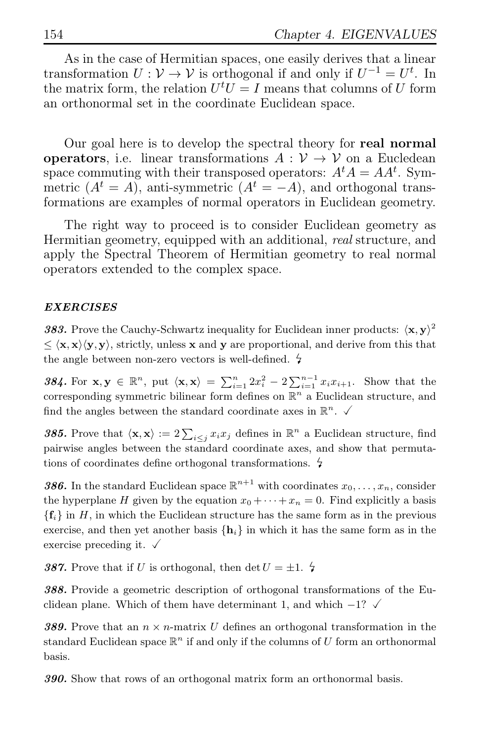As in the case of Hermitian spaces, one easily derives that a linear transformation $U : \mathcal{V} \to \mathcal{V}$ is orthogonal if and only if $U^{-1} = U^t$. In the matrix form, the relation $U^t U = I$ means that columns of $U$ form an orthonormal set in the coordinate Euclidean space.

Our goal here is to develop the spectral theory for **real normal operators**, i.e. linear transformations $A : \mathcal{V} \to \mathcal{V}$ on a Eucledean space commuting with their transposed operators: $A^t A = A A^t$. Symmetric ($A^t = A$), anti-symmetric ($A^t = -A$), and orthogonal transformations are examples of normal operators in Euclidean geometry.

The right way to proceed is to consider Euclidean geometry as Hermitian geometry, equipped with an additional, *real* structure, and apply the Spectral Theorem of Hermitian geometry to real normal operators extended to the complex space.

### *EXERCISES*

***383.*** Prove the Cauchy-Schwartz inequality for Euclidean inner products: $\langle \mathbf{x}, \mathbf{y} \rangle^2 \leq \langle \mathbf{x}, \mathbf{x} \rangle \langle \mathbf{y}, \mathbf{y} \rangle$, strictly, unless $\mathbf{x}$ and $\mathbf{y}$ are proportional, and derive from this that the angle between non-zero vectors is well-defined. ↯

***384.*** For $\mathbf{x}, \mathbf{y} \in \mathbb{R}^n$, put $\langle \mathbf{x}, \mathbf{x} \rangle = \sum_{i=1}^n 2x_i^2 - 2\sum_{i=1}^{n-1} x_i x_{i+1}$. Show that the corresponding symmetric bilinear form defines on $\mathbb{R}^n$ a Euclidean structure, and find the angles between the standard coordinate axes in $\mathbb{R}^n$. ✓

***385.*** Prove that $\langle \mathbf{x}, \mathbf{x} \rangle := 2\sum_{i \leq j} x_i x_j$ defines in $\mathbb{R}^n$ a Euclidean structure, find pairwise angles between the standard coordinate axes, and show that permutations of coordinates define orthogonal transformations. ↯

***386.*** In the standard Euclidean space $\mathbb{R}^{n+1}$ with coordinates $x_0, \dots, x_n$, consider the hyperplane $H$ given by the equation $x_0 + \cdots + x_n = 0$. Find explicitly a basis $\{\mathbf{f}_i\}$ in $H$, in which the Euclidean structure has the same form as in the previous exercise, and then yet another basis $\{\mathbf{h}_i\}$ in which it has the same form as in the exercise preceding it. ✓

***387.*** Prove that if $U$ is orthogonal, then $\det U = \pm 1$. ↯

***388.*** Provide a geometric description of orthogonal transformations of the Euclidean plane. Which of them have determinant 1, and which $-1$? ✓

***389.*** Prove that an $n \times n$-matrix $U$ defines an orthogonal transformation in the standard Euclidean space $\mathbb{R}^n$ if and only if the columns of $U$ form an orthonormal basis.

***390.*** Show that rows of an orthogonal matrix form an orthonormal basis.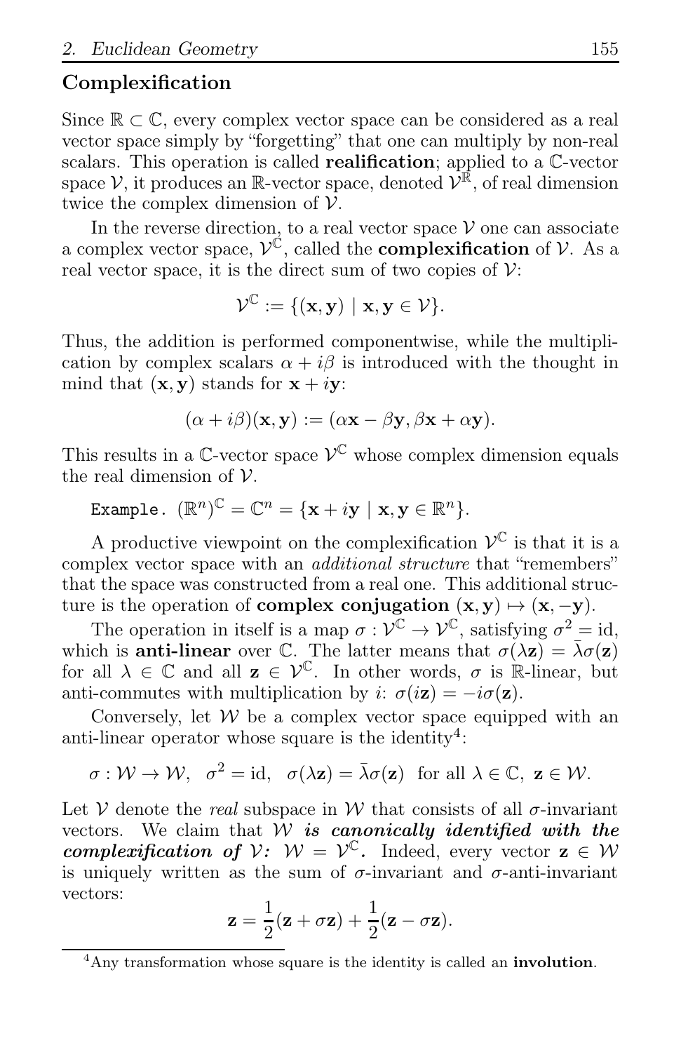## Complexification

Since $\mathbb{R} \subset \mathbb{C}$, every complex vector space can be considered as a real vector space simply by "forgetting" that one can multiply by non-real scalars. This operation is called **realification**; applied to a $\mathbb{C}$-vector space $\mathcal{V}$, it produces an $\mathbb{R}$-vector space, denoted $\mathcal{V}^{\mathbb{R}}$, of real dimension twice the complex dimension of $\mathcal{V}$.

In the reverse direction, to a real vector space $\mathcal{V}$ one can associate a complex vector space, $\mathcal{V}^{\mathbb{C}}$, called the **complexification** of $\mathcal{V}$. As a real vector space, it is the direct sum of two copies of $\mathcal{V}$:

$$\mathcal{V}^{\mathbb{C}} := \{(\mathbf{x}, \mathbf{y}) \mid \mathbf{x}, \mathbf{y} \in \mathcal{V}\}.$$

Thus, the addition is performed componentwise, while the multiplication by complex scalars $\alpha + i\beta$ is introduced with the thought in mind that $(\mathbf{x}, \mathbf{y})$ stands for $\mathbf{x} + i\mathbf{y}$:

$$(\alpha + i\beta)(\mathbf{x}, \mathbf{y}) := (\alpha\mathbf{x} - \beta\mathbf{y}, \beta\mathbf{x} + \alpha\mathbf{y}).$$

This results in a $\mathbb{C}$-vector space $\mathcal{V}^{\mathbb{C}}$ whose complex dimension equals the real dimension of $\mathcal{V}$.

`Example.` $(\mathbb{R}^n)^{\mathbb{C}} = \mathbb{C}^n = \{\mathbf{x} + i\mathbf{y} \mid \mathbf{x}, \mathbf{y} \in \mathbb{R}^n\}$.

A productive viewpoint on the complexification $\mathcal{V}^{\mathbb{C}}$ is that it is a complex vector space with an *additional structure* that "remembers" that the space was constructed from a real one. This additional structure is the operation of **complex conjugation** $(\mathbf{x}, \mathbf{y}) \mapsto (\mathbf{x}, -\mathbf{y})$.

The operation in itself is a map $\sigma : \mathcal{V}^{\mathbb{C}} \to \mathcal{V}^{\mathbb{C}}$, satisfying $\sigma^2 = \text{id}$, which is **anti-linear** over $\mathbb{C}$. The latter means that $\sigma(\lambda\mathbf{z}) = \bar{\lambda}\sigma(\mathbf{z})$ for all $\lambda \in \mathbb{C}$ and all $\mathbf{z} \in \mathcal{V}^{\mathbb{C}}$. In other words, $\sigma$ is $\mathbb{R}$-linear, but anti-commutes with multiplication by $i$: $\sigma(i\mathbf{z}) = -i\sigma(\mathbf{z})$.

Conversely, let $\mathcal{W}$ be a complex vector space equipped with an anti-linear operator whose square is the identity[4]:

$$\sigma : \mathcal{W} \to \mathcal{W}, \quad \sigma^2 = \text{id}, \quad \sigma(\lambda\mathbf{z}) = \bar{\lambda}\sigma(\mathbf{z}) \;\; \text{for all } \lambda \in \mathbb{C}, \; \mathbf{z} \in \mathcal{W}.$$

Let $\mathcal{V}$ denote the *real* subspace in $\mathcal{W}$ that consists of all $\sigma$-invariant vectors. We claim that ***$\mathcal{W}$ is canonically identified with the complexification of $\mathcal{V}$: $\mathcal{W} = \mathcal{V}^{\mathbb{C}}$.*** Indeed, every vector $\mathbf{z} \in \mathcal{W}$ is uniquely written as the sum of $\sigma$-invariant and $\sigma$-anti-invariant vectors:

$$\mathbf{z} = \frac{1}{2}(\mathbf{z} + \sigma\mathbf{z}) + \frac{1}{2}(\mathbf{z} - \sigma\mathbf{z}).$$

[4]Any transformation whose square is the identity is called an **involution**.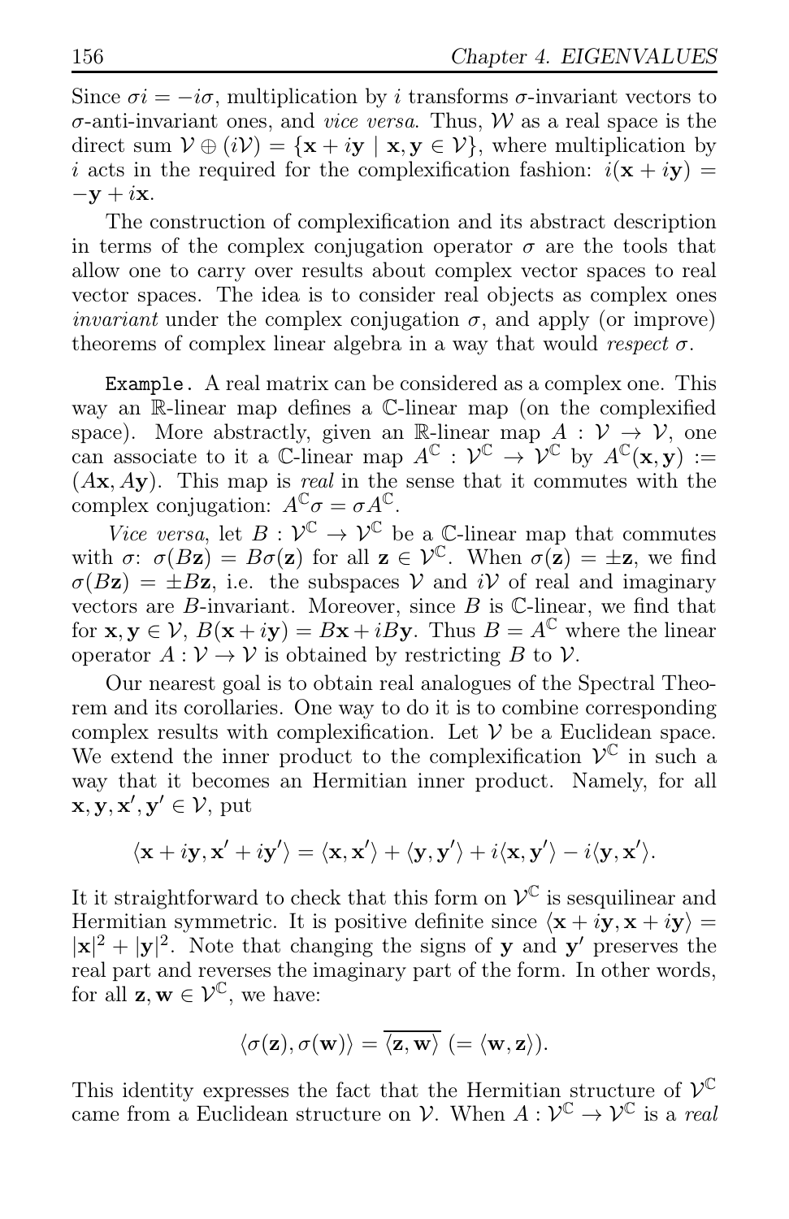Since $\sigma i = -i\sigma$, multiplication by $i$ transforms $\sigma$-invariant vectors to $\sigma$-anti-invariant ones, and *vice versa*. Thus, $\mathcal{W}$ as a real space is the direct sum $\mathcal{V} \oplus (i\mathcal{V}) = \{\mathbf{x} + i\mathbf{y} \mid \mathbf{x}, \mathbf{y} \in \mathcal{V}\}$, where multiplication by $i$ acts in the required for the complexification fashion: $i(\mathbf{x} + i\mathbf{y}) = -\mathbf{y} + i\mathbf{x}$.

The construction of complexification and its abstract description in terms of the complex conjugation operator $\sigma$ are the tools that allow one to carry over results about complex vector spaces to real vector spaces. The idea is to consider real objects as complex ones *invariant* under the complex conjugation $\sigma$, and apply (or improve) theorems of complex linear algebra in a way that would *respect* $\sigma$.

`Example.` A real matrix can be considered as a complex one. This way an $\mathbb{R}$-linear map defines a $\mathbb{C}$-linear map (on the complexified space). More abstractly, given an $\mathbb{R}$-linear map $A : \mathcal{V} \to \mathcal{V}$, one can associate to it a $\mathbb{C}$-linear map $A^{\mathbb{C}} : \mathcal{V}^{\mathbb{C}} \to \mathcal{V}^{\mathbb{C}}$ by $A^{\mathbb{C}}(\mathbf{x}, \mathbf{y}) := (A\mathbf{x}, A\mathbf{y})$. This map is *real* in the sense that it commutes with the complex conjugation: $A^{\mathbb{C}}\sigma = \sigma A^{\mathbb{C}}$.

*Vice versa*, let $B : \mathcal{V}^{\mathbb{C}} \to \mathcal{V}^{\mathbb{C}}$ be a $\mathbb{C}$-linear map that commutes with $\sigma$: $\sigma(B\mathbf{z}) = B\sigma(\mathbf{z})$ for all $\mathbf{z} \in \mathcal{V}^{\mathbb{C}}$. When $\sigma(\mathbf{z}) = \pm\mathbf{z}$, we find $\sigma(B\mathbf{z}) = \pm B\mathbf{z}$, i.e. the subspaces $\mathcal{V}$ and $i\mathcal{V}$ of real and imaginary vectors are $B$-invariant. Moreover, since $B$ is $\mathbb{C}$-linear, we find that for $\mathbf{x}, \mathbf{y} \in \mathcal{V}$, $B(\mathbf{x} + i\mathbf{y}) = B\mathbf{x} + iB\mathbf{y}$. Thus $B = A^{\mathbb{C}}$ where the linear operator $A : \mathcal{V} \to \mathcal{V}$ is obtained by restricting $B$ to $\mathcal{V}$.

Our nearest goal is to obtain real analogues of the Spectral Theorem and its corollaries. One way to do it is to combine corresponding complex results with complexification. Let $\mathcal{V}$ be a Euclidean space. We extend the inner product to the complexification $\mathcal{V}^{\mathbb{C}}$ in such a way that it becomes an Hermitian inner product. Namely, for all $\mathbf{x}, \mathbf{y}, \mathbf{x}', \mathbf{y}' \in \mathcal{V}$, put

$$\langle \mathbf{x} + i\mathbf{y}, \mathbf{x}' + i\mathbf{y}' \rangle = \langle \mathbf{x}, \mathbf{x}' \rangle + \langle \mathbf{y}, \mathbf{y}' \rangle + i\langle \mathbf{x}, \mathbf{y}' \rangle - i\langle \mathbf{y}, \mathbf{x}' \rangle.$$

It it straightforward to check that this form on $\mathcal{V}^{\mathbb{C}}$ is sesquilinear and Hermitian symmetric. It is positive definite since $\langle \mathbf{x} + i\mathbf{y}, \mathbf{x} + i\mathbf{y} \rangle = |\mathbf{x}|^2 + |\mathbf{y}|^2$. Note that changing the signs of $\mathbf{y}$ and $\mathbf{y}'$ preserves the real part and reverses the imaginary part of the form. In other words, for all $\mathbf{z}, \mathbf{w} \in \mathcal{V}^{\mathbb{C}}$, we have:

$$\langle \sigma(\mathbf{z}), \sigma(\mathbf{w}) \rangle = \overline{\langle \mathbf{z}, \mathbf{w} \rangle} \ (= \langle \mathbf{w}, \mathbf{z} \rangle).$$

This identity expresses the fact that the Hermitian structure of $\mathcal{V}^{\mathbb{C}}$ came from a Euclidean structure on $\mathcal{V}$. When $A : \mathcal{V}^{\mathbb{C}} \to \mathcal{V}^{\mathbb{C}}$ is a *real*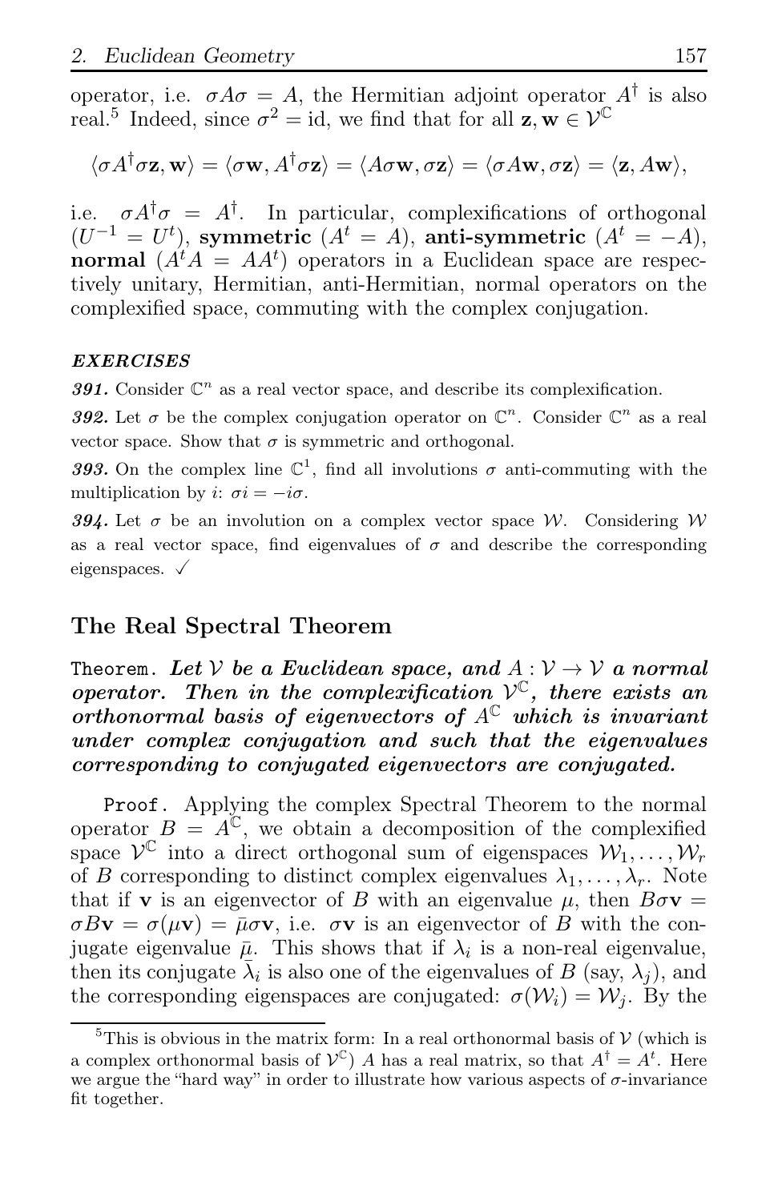operator, i.e. $\sigma A \sigma = A$, the Hermitian adjoint operator $A^\dagger$ is also real.[5] Indeed, since $\sigma^2 = \text{id}$, we find that for all $\mathbf{z}, \mathbf{w} \in \mathcal{V}^{\mathbb{C}}$

$$\langle \sigma A^\dagger \sigma \mathbf{z}, \mathbf{w} \rangle = \langle \sigma \mathbf{w}, A^\dagger \sigma \mathbf{z} \rangle = \langle A \sigma \mathbf{w}, \sigma \mathbf{z} \rangle = \langle \sigma A \mathbf{w}, \sigma \mathbf{z} \rangle = \langle \mathbf{z}, A \mathbf{w} \rangle,$$

i.e. $\sigma A^\dagger \sigma = A^\dagger$. In particular, complexifications of orthogonal ($U^{-1} = U^t$), **symmetric** ($A^t = A$), **anti-symmetric** ($A^t = -A$), **normal** ($A^t A = A A^t$) operators in a Euclidean space are respectively unitary, Hermitian, anti-Hermitian, normal operators on the complexified space, commuting with the complex conjugation.

### EXERCISES

***391.*** Consider $\mathbb{C}^n$ as a real vector space, and describe its complexification.

***392.*** Let $\sigma$ be the complex conjugation operator on $\mathbb{C}^n$. Consider $\mathbb{C}^n$ as a real vector space. Show that $\sigma$ is symmetric and orthogonal.

***393.*** On the complex line $\mathbb{C}^1$, find all involutions $\sigma$ anti-commuting with the multiplication by $i$: $\sigma i = -i\sigma$.

***394.*** Let $\sigma$ be an involution on a complex vector space $\mathcal{W}$. Considering $\mathcal{W}$ as a real vector space, find eigenvalues of $\sigma$ and describe the corresponding eigenspaces. ✓

## The Real Spectral Theorem

`Theorem.` ***Let $\mathcal{V}$ be a Euclidean space, and $A : \mathcal{V} \to \mathcal{V}$ a normal operator. Then in the complexification $\mathcal{V}^{\mathbb{C}}$, there exists an orthonormal basis of eigenvectors of $A^{\mathbb{C}}$ which is invariant under complex conjugation and such that the eigenvalues corresponding to conjugated eigenvectors are conjugated.***

`Proof.` Applying the complex Spectral Theorem to the normal operator $B = A^{\mathbb{C}}$, we obtain a decomposition of the complexified space $\mathcal{V}^{\mathbb{C}}$ into a direct orthogonal sum of eigenspaces $\mathcal{W}_1, \dots, \mathcal{W}_r$ of $B$ corresponding to distinct complex eigenvalues $\lambda_1, \dots, \lambda_r$. Note that if $\mathbf{v}$ is an eigenvector of $B$ with an eigenvalue $\mu$, then $B\sigma\mathbf{v} = \sigma B \mathbf{v} = \sigma(\mu \mathbf{v}) = \bar{\mu}\sigma\mathbf{v}$, i.e. $\sigma\mathbf{v}$ is an eigenvector of $B$ with the conjugate eigenvalue $\bar{\mu}$. This shows that if $\lambda_i$ is a non-real eigenvalue, then its conjugate $\bar{\lambda}_i$ is also one of the eigenvalues of $B$ (say, $\lambda_j$), and the corresponding eigenspaces are conjugated: $\sigma(\mathcal{W}_i) = \mathcal{W}_j$. By the

[5] This is obvious in the matrix form: In a real orthonormal basis of $\mathcal{V}$ (which is a complex orthonormal basis of $\mathcal{V}^{\mathbb{C}}$) $A$ has a real matrix, so that $A^\dagger = A^t$. Here we argue the "hard way" in order to illustrate how various aspects of $\sigma$-invariance fit together.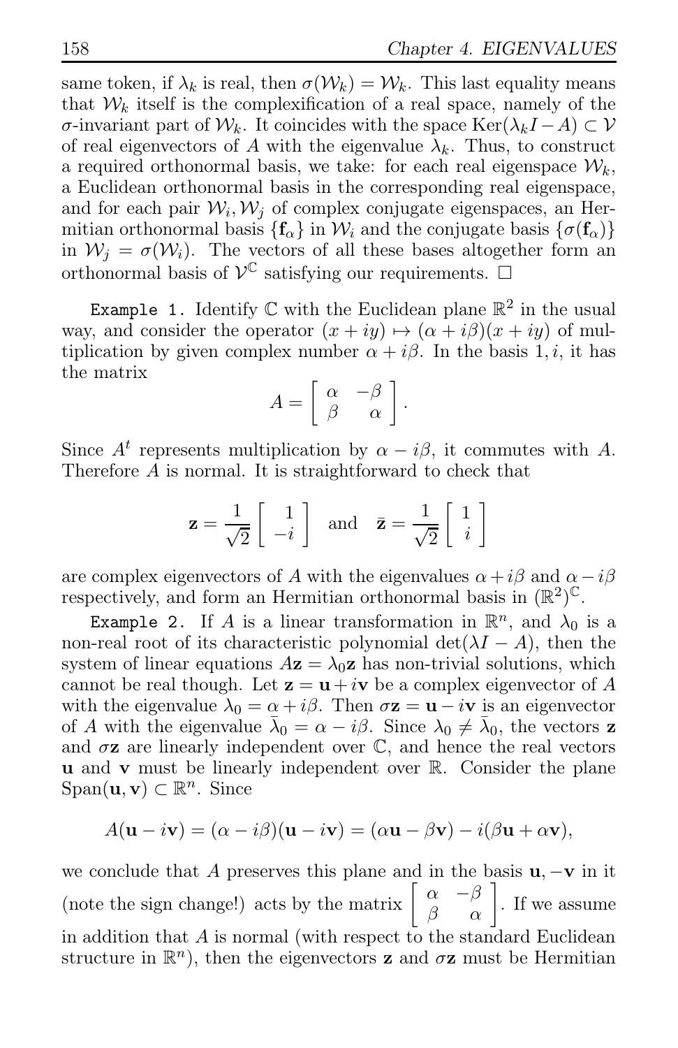same token, if $\lambda_k$ is real, then $\sigma(\mathcal{W}_k) = \mathcal{W}_k$. This last equality means that $\mathcal{W}_k$ itself is the complexification of a real space, namely of the $\sigma$-invariant part of $\mathcal{W}_k$. It coincides with the space $\operatorname{Ker}(\lambda_k I - A) \subset \mathcal{V}$ of real eigenvectors of $A$ with the eigenvalue $\lambda_k$. Thus, to construct a required orthonormal basis, we take: for each real eigenspace $\mathcal{W}_k$, a Euclidean orthonormal basis in the corresponding real eigenspace, and for each pair $\mathcal{W}_i, \mathcal{W}_j$ of complex conjugate eigenspaces, an Hermitian orthonormal basis $\{\mathbf{f}_\alpha\}$ in $\mathcal{W}_i$ and the conjugate basis $\{\sigma(\mathbf{f}_\alpha)\}$ in $\mathcal{W}_j = \sigma(\mathcal{W}_i)$. The vectors of all these bases altogether form an orthonormal basis of $\mathcal{V}^{\mathbb{C}}$ satisfying our requirements. $\square$

`Example 1.` Identify $\mathbb{C}$ with the Euclidean plane $\mathbb{R}^2$ in the usual way, and consider the operator $(x+iy) \mapsto (\alpha + i\beta)(x+iy)$ of multiplication by given complex number $\alpha + i\beta$. In the basis $1, i$, it has the matrix

$$A = \begin{bmatrix} \alpha & -\beta \\ \beta & \alpha \end{bmatrix}.$$

Since $A^t$ represents multiplication by $\alpha - i\beta$, it commutes with $A$. Therefore $A$ is normal. It is straightforward to check that

$$\mathbf{z} = \frac{1}{\sqrt{2}} \begin{bmatrix} 1 \\ -i \end{bmatrix} \quad \text{and} \quad \bar{\mathbf{z}} = \frac{1}{\sqrt{2}} \begin{bmatrix} 1 \\ i \end{bmatrix}$$

are complex eigenvectors of $A$ with the eigenvalues $\alpha + i\beta$ and $\alpha - i\beta$ respectively, and form an Hermitian orthonormal basis in $(\mathbb{R}^2)^{\mathbb{C}}$.

`Example 2.` If $A$ is a linear transformation in $\mathbb{R}^n$, and $\lambda_0$ is a non-real root of its characteristic polynomial $\det(\lambda I - A)$, then the system of linear equations $A\mathbf{z} = \lambda_0 \mathbf{z}$ has non-trivial solutions, which cannot be real though. Let $\mathbf{z} = \mathbf{u} + i\mathbf{v}$ be a complex eigenvector of $A$ with the eigenvalue $\lambda_0 = \alpha + i\beta$. Then $\sigma\mathbf{z} = \mathbf{u} - i\mathbf{v}$ is an eigenvector of $A$ with the eigenvalue $\bar{\lambda}_0 = \alpha - i\beta$. Since $\lambda_0 \neq \bar{\lambda}_0$, the vectors $\mathbf{z}$ and $\sigma\mathbf{z}$ are linearly independent over $\mathbb{C}$, and hence the real vectors $\mathbf{u}$ and $\mathbf{v}$ must be linearly independent over $\mathbb{R}$. Consider the plane $\operatorname{Span}(\mathbf{u}, \mathbf{v}) \subset \mathbb{R}^n$. Since

$$A(\mathbf{u} - i\mathbf{v}) = (\alpha - i\beta)(\mathbf{u} - i\mathbf{v}) = (\alpha\mathbf{u} - \beta\mathbf{v}) - i(\beta\mathbf{u} + \alpha\mathbf{v}),$$

we conclude that $A$ preserves this plane and in the basis $\mathbf{u}, -\mathbf{v}$ in it (note the sign change!) acts by the matrix $\begin{bmatrix} \alpha & -\beta \\ \beta & \alpha \end{bmatrix}$. If we assume in addition that $A$ is normal (with respect to the standard Euclidean structure in $\mathbb{R}^n$), then the eigenvectors $\mathbf{z}$ and $\sigma\mathbf{z}$ must be Hermitian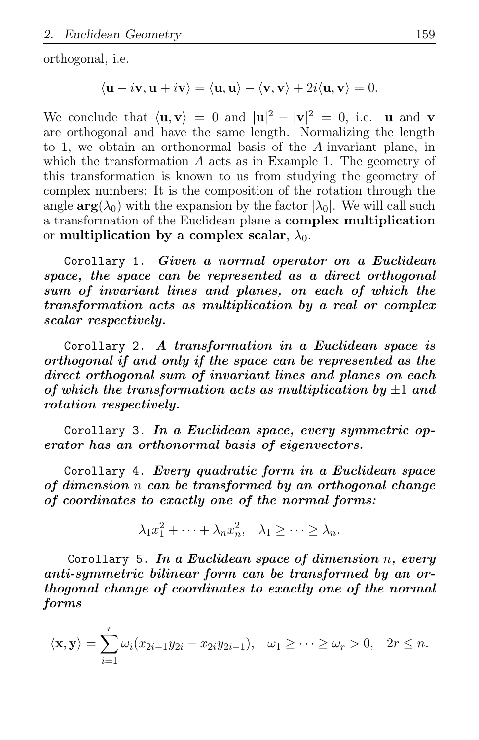orthogonal, i.e.

$$\langle \mathbf{u} - i\mathbf{v}, \mathbf{u} + i\mathbf{v} \rangle = \langle \mathbf{u}, \mathbf{u} \rangle - \langle \mathbf{v}, \mathbf{v} \rangle + 2i \langle \mathbf{u}, \mathbf{v} \rangle = 0.$$

We conclude that $\langle \mathbf{u}, \mathbf{v} \rangle = 0$ and $|\mathbf{u}|^2 - |\mathbf{v}|^2 = 0$, i.e. $\mathbf{u}$ and $\mathbf{v}$ are orthogonal and have the same length. Normalizing the length to 1, we obtain an orthonormal basis of the $A$-invariant plane, in which the transformation $A$ acts as in Example 1. The geometry of this transformation is known to us from studying the geometry of complex numbers: It is the composition of the rotation through the angle $\mathbf{arg}(\lambda_0)$ with the expansion by the factor $|\lambda_0|$. We will call such a transformation of the Euclidean plane a **complex multiplication** or **multiplication by a complex scalar**, $\lambda_0$.

Corollary 1. ***Given a normal operator on a Euclidean space, the space can be represented as a direct orthogonal sum of invariant lines and planes, on each of which the transformation acts as multiplication by a real or complex scalar respectively.***

Corollary 2. ***A transformation in a Euclidean space is orthogonal if and only if the space can be represented as the direct orthogonal sum of invariant lines and planes on each of which the transformation acts as multiplication by $\pm 1$ and rotation respectively.***

Corollary 3. ***In a Euclidean space, every symmetric operator has an orthonormal basis of eigenvectors.***

Corollary 4. ***Every quadratic form in a Euclidean space of dimension $n$ can be transformed by an orthogonal change of coordinates to exactly one of the normal forms:***

$$\lambda_1 x_1^2 + \cdots + \lambda_n x_n^2, \quad \lambda_1 \geq \cdots \geq \lambda_n.$$

Corollary 5. ***In a Euclidean space of dimension $n$, every anti-symmetric bilinear form can be transformed by an orthogonal change of coordinates to exactly one of the normal forms***

$$\langle \mathbf{x}, \mathbf{y} \rangle = \sum_{i=1}^{r} \omega_i (x_{2i-1} y_{2i} - x_{2i} y_{2i-1}), \quad \omega_1 \geq \cdots \geq \omega_r > 0, \quad 2r \leq n.$$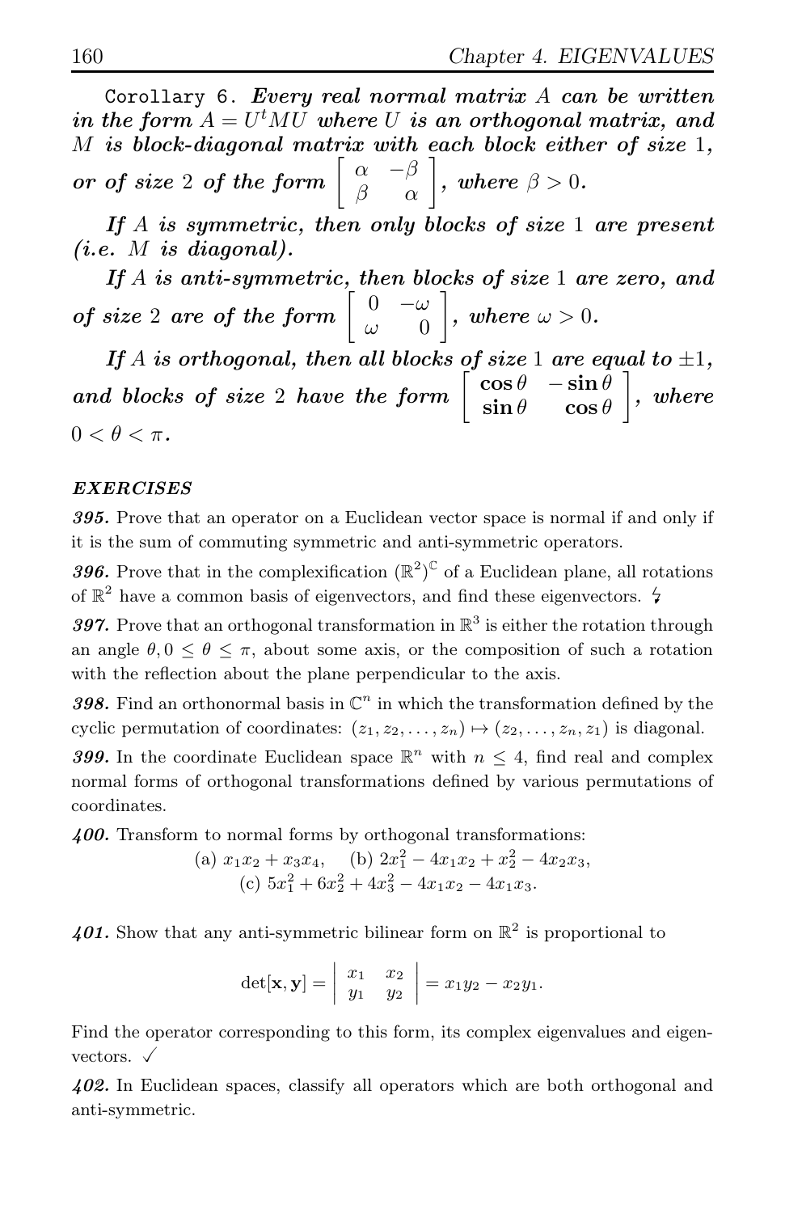Corollary 6. ***Every real normal matrix $A$ can be written in the form $A = U^t M U$ where $U$ is an orthogonal matrix, and $M$ is block-diagonal matrix with each block either of size 1, or of size 2 of the form $\begin{bmatrix} \alpha & -\beta \\ \beta & \alpha \end{bmatrix}$, where $\beta > 0$.***

***If $A$ is symmetric, then only blocks of size 1 are present (i.e. $M$ is diagonal).***

***If $A$ is anti-symmetric, then blocks of size 1 are zero, and of size 2 are of the form $\begin{bmatrix} 0 & -\omega \\ \omega & 0 \end{bmatrix}$, where $\omega > 0$.***

***If $A$ is orthogonal, then all blocks of size 1 are equal to $\pm 1$, and blocks of size 2 have the form $\begin{bmatrix} \cos\theta & -\sin\theta \\ \sin\theta & \cos\theta \end{bmatrix}$, where $0 < \theta < \pi$.***

### *EXERCISES*

***395.*** Prove that an operator on a Euclidean vector space is normal if and only if it is the sum of commuting symmetric and anti-symmetric operators.

***396.*** Prove that in the complexification $(\mathbb{R}^2)^{\mathbb{C}}$ of a Euclidean plane, all rotations of $\mathbb{R}^2$ have a common basis of eigenvectors, and find these eigenvectors. ϟ

***397.*** Prove that an orthogonal transformation in $\mathbb{R}^3$ is either the rotation through an angle $\theta, 0 \le \theta \le \pi$, about some axis, or the composition of such a rotation with the reflection about the plane perpendicular to the axis.

***398.*** Find an orthonormal basis in $\mathbb{C}^n$ in which the transformation defined by the cyclic permutation of coordinates: $(z_1, z_2, \ldots, z_n) \mapsto (z_2, \ldots, z_n, z_1)$ is diagonal.

***399.*** In the coordinate Euclidean space $\mathbb{R}^n$ with $n \le 4$, find real and complex normal forms of orthogonal transformations defined by various permutations of coordinates.

***400.*** Transform to normal forms by orthogonal transformations:

(a) $x_1x_2 + x_3x_4$, (b) $2x_1^2 - 4x_1x_2 + x_2^2 - 4x_2x_3$,
(c) $5x_1^2 + 6x_2^2 + 4x_3^2 - 4x_1x_2 - 4x_1x_3$.

***401.*** Show that any anti-symmetric bilinear form on $\mathbb{R}^2$ is proportional to

$$\det[\mathbf{x}, \mathbf{y}] = \begin{vmatrix} x_1 & x_2 \\ y_1 & y_2 \end{vmatrix} = x_1y_2 - x_2y_1.$$

Find the operator corresponding to this form, its complex eigenvalues and eigenvectors. ✓

***402.*** In Euclidean spaces, classify all operators which are both orthogonal and anti-symmetric.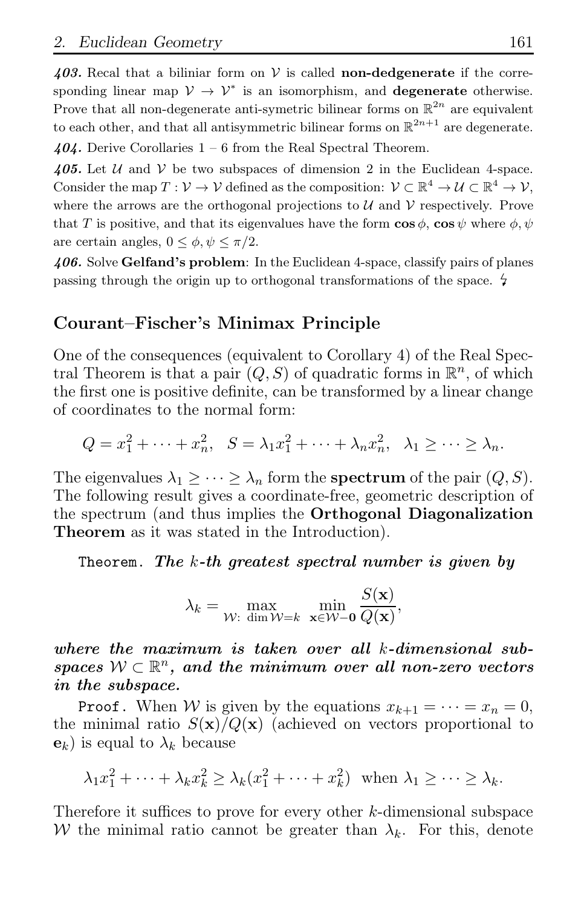***403.*** Recal that a biliniar form on $\mathcal{V}$ is called **non-dedgenerate** if the corresponding linear map $\mathcal{V} \to \mathcal{V}^*$ is an isomorphism, and **degenerate** otherwise. Prove that all non-degenerate anti-symetric bilinear forms on $\mathbb{R}^{2n}$ are equivalent to each other, and that all antisymmetric bilinear forms on $\mathbb{R}^{2n+1}$ are degenerate.

***404.*** Derive Corollaries 1 – 6 from the Real Spectral Theorem.

***405.*** Let $\mathcal{U}$ and $\mathcal{V}$ be two subspaces of dimension 2 in the Euclidean 4-space. Consider the map $T : \mathcal{V} \to \mathcal{V}$ defined as the composition: $\mathcal{V} \subset \mathbb{R}^4 \to \mathcal{U} \subset \mathbb{R}^4 \to \mathcal{V}$, where the arrows are the orthogonal projections to $\mathcal{U}$ and $\mathcal{V}$ respectively. Prove that $T$ is positive, and that its eigenvalues have the form $\cos\phi$, $\cos\psi$ where $\phi, \psi$ are certain angles, $0 \leq \phi, \psi \leq \pi/2$.

***406.*** Solve **Gelfand's problem**: In the Euclidean 4-space, classify pairs of planes passing through the origin up to orthogonal transformations of the space. ↯

## Courant–Fischer's Minimax Principle

One of the consequences (equivalent to Corollary 4) of the Real Spectral Theorem is that a pair $(Q, S)$ of quadratic forms in $\mathbb{R}^n$, of which the first one is positive definite, can be transformed by a linear change of coordinates to the normal form:

$$Q = x_1^2 + \cdots + x_n^2, \quad S = \lambda_1 x_1^2 + \cdots + \lambda_n x_n^2, \quad \lambda_1 \geq \cdots \geq \lambda_n.$$

The eigenvalues $\lambda_1 \geq \cdots \geq \lambda_n$ form the **spectrum** of the pair $(Q, S)$. The following result gives a coordinate-free, geometric description of the spectrum (and thus implies the **Orthogonal Diagonalization Theorem** as it was stated in the Introduction).

`Theorem.` ***The $k$-th greatest spectral number is given by***

$$\lambda_k = \max_{\mathcal{W}:\ \dim \mathcal{W} = k} \ \min_{\mathbf{x} \in \mathcal{W} - \mathbf{0}} \frac{S(\mathbf{x})}{Q(\mathbf{x})},$$

***where the maximum is taken over all $k$-dimensional subspaces $\mathcal{W} \subset \mathbb{R}^n$, and the minimum over all non-zero vectors in the subspace.***

`Proof.` When $\mathcal{W}$ is given by the equations $x_{k+1} = \cdots = x_n = 0$, the minimal ratio $S(\mathbf{x})/Q(\mathbf{x})$ (achieved on vectors proportional to $\mathbf{e}_k$) is equal to $\lambda_k$ because

$$\lambda_1 x_1^2 + \cdots + \lambda_k x_k^2 \geq \lambda_k (x_1^2 + \cdots + x_k^2) \ \text{ when } \lambda_1 \geq \cdots \geq \lambda_k.$$

Therefore it suffices to prove for every other $k$-dimensional subspace $\mathcal{W}$ the minimal ratio cannot be greater than $\lambda_k$. For this, denote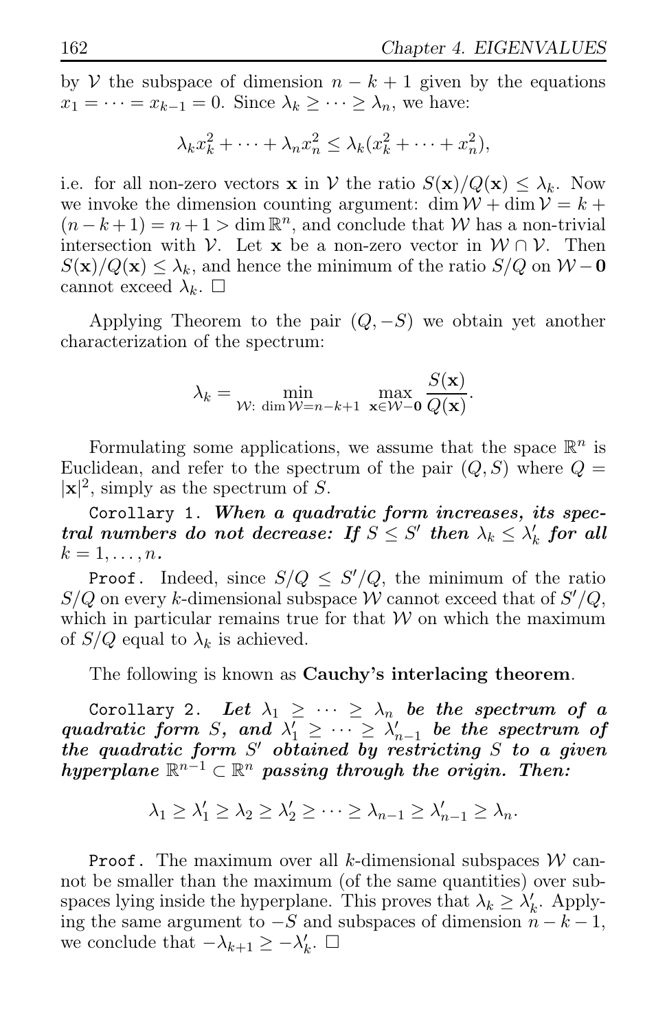by $\mathcal{V}$ the subspace of dimension $n-k+1$ given by the equations $x_1 = \cdots = x_{k-1} = 0$. Since $\lambda_k \geq \cdots \geq \lambda_n$, we have:

$$\lambda_k x_k^2 + \cdots + \lambda_n x_n^2 \leq \lambda_k (x_k^2 + \cdots + x_n^2),$$

i.e. for all non-zero vectors $\mathbf{x}$ in $\mathcal{V}$ the ratio $S(\mathbf{x})/Q(\mathbf{x}) \leq \lambda_k$. Now we invoke the dimension counting argument: $\dim \mathcal{W} + \dim \mathcal{V} = k + (n-k+1) = n+1 > \dim \mathbb{R}^n$, and conclude that $\mathcal{W}$ has a non-trivial intersection with $\mathcal{V}$. Let $\mathbf{x}$ be a non-zero vector in $\mathcal{W} \cap \mathcal{V}$. Then $S(\mathbf{x})/Q(\mathbf{x}) \leq \lambda_k$, and hence the minimum of the ratio $S/Q$ on $\mathcal{W} - \mathbf{0}$ cannot exceed $\lambda_k$. □

Applying Theorem to the pair $(Q, -S)$ we obtain yet another characterization of the spectrum:

$$\lambda_k = \min_{\mathcal{W}:\ \dim \mathcal{W} = n-k+1} \ \max_{\mathbf{x} \in \mathcal{W} - \mathbf{0}} \frac{S(\mathbf{x})}{Q(\mathbf{x})}.$$

Formulating some applications, we assume that the space $\mathbb{R}^n$ is Euclidean, and refer to the spectrum of the pair $(Q, S)$ where $Q = |\mathbf{x}|^2$, simply as the spectrum of $S$.

`Corollary 1.` ***When a quadratic form increases, its spectral numbers do not decrease: If $S \leq S'$ then $\lambda_k \leq \lambda'_k$ for all $k = 1, \ldots, n$.***

`Proof.` Indeed, since $S/Q \leq S'/Q$, the minimum of the ratio $S/Q$ on every $k$-dimensional subspace $\mathcal{W}$ cannot exceed that of $S'/Q$, which in particular remains true for that $\mathcal{W}$ on which the maximum of $S/Q$ equal to $\lambda_k$ is achieved.

The following is known as **Cauchy's interlacing theorem**.

`Corollary 2.` ***Let $\lambda_1 \geq \cdots \geq \lambda_n$ be the spectrum of a quadratic form $S$, and $\lambda'_1 \geq \cdots \geq \lambda'_{n-1}$ be the spectrum of the quadratic form $S'$ obtained by restricting $S$ to a given hyperplane $\mathbb{R}^{n-1} \subset \mathbb{R}^n$ passing through the origin. Then:***

$$\lambda_1 \geq \lambda'_1 \geq \lambda_2 \geq \lambda'_2 \geq \cdots \geq \lambda_{n-1} \geq \lambda'_{n-1} \geq \lambda_n.$$

`Proof.` The maximum over all $k$-dimensional subspaces $\mathcal{W}$ cannot be smaller than the maximum (of the same quantities) over subspaces lying inside the hyperplane. This proves that $\lambda_k \geq \lambda'_k$. Applying the same argument to $-S$ and subspaces of dimension $n-k-1$, we conclude that $-\lambda_{k+1} \geq -\lambda'_k$. □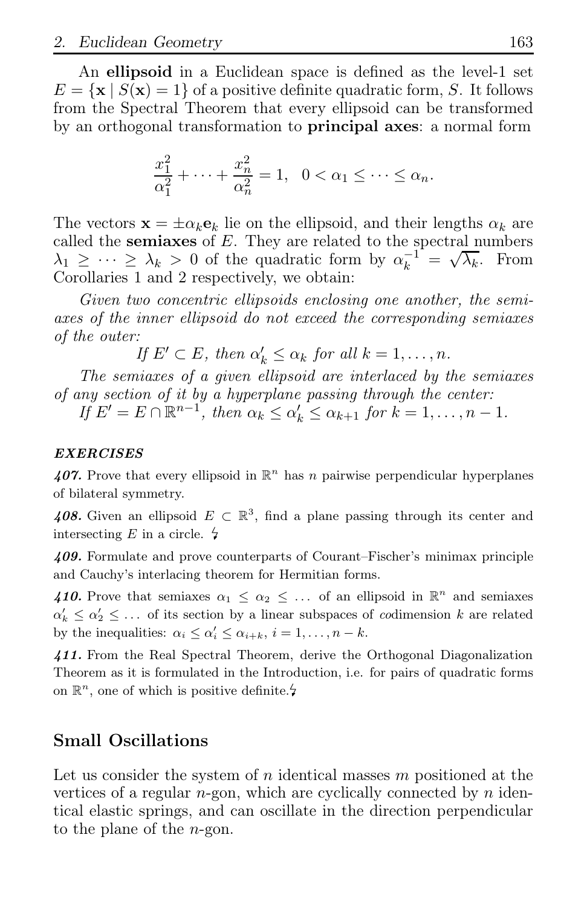An **ellipsoid** in a Euclidean space is defined as the level-1 set $E = \{\mathbf{x} \mid S(\mathbf{x}) = 1\}$ of a positive definite quadratic form, $S$. It follows from the Spectral Theorem that every ellipsoid can be transformed by an orthogonal transformation to **principal axes**: a normal form

$$\frac{x_1^2}{\alpha_1^2} + \cdots + \frac{x_n^2}{\alpha_n^2} = 1, \quad 0 < \alpha_1 \leq \cdots \leq \alpha_n.$$

The vectors $\mathbf{x} = \pm\alpha_k \mathbf{e}_k$ lie on the ellipsoid, and their lengths $\alpha_k$ are called the **semiaxes** of $E$. They are related to the spectral numbers $\lambda_1 \geq \cdots \geq \lambda_k > 0$ of the quadratic form by $\alpha_k^{-1} = \sqrt{\lambda_k}$. From Corollaries 1 and 2 respectively, we obtain:

*Given two concentric ellipsoids enclosing one another, the semiaxes of the inner ellipsoid do not exceed the corresponding semiaxes of the outer:*

*If $E' \subset E$, then $\alpha'_k \leq \alpha_k$ for all $k = 1, \ldots, n$.*

*The semiaxes of a given ellipsoid are interlaced by the semiaxes of any section of it by a hyperplane passing through the center:*

*If $E' = E \cap \mathbb{R}^{n-1}$, then $\alpha_k \leq \alpha'_k \leq \alpha_{k+1}$ for $k = 1, \ldots, n-1$.*

### EXERCISES

***407.*** Prove that every ellipsoid in $\mathbb{R}^n$ has $n$ pairwise perpendicular hyperplanes of bilateral symmetry.

***408.*** Given an ellipsoid $E \subset \mathbb{R}^3$, find a plane passing through its center and intersecting $E$ in a circle. ϟ

***409.*** Formulate and prove counterparts of Courant–Fischer's minimax principle and Cauchy's interlacing theorem for Hermitian forms.

***410.*** Prove that semiaxes $\alpha_1 \leq \alpha_2 \leq \ldots$ of an ellipsoid in $\mathbb{R}^n$ and semiaxes $\alpha'_k \leq \alpha'_2 \leq \ldots$ of its section by a linear subspaces of *co*dimension $k$ are related by the inequalities: $\alpha_i \leq \alpha'_i \leq \alpha_{i+k}$, $i = 1, \ldots, n-k$.

***411.*** From the Real Spectral Theorem, derive the Orthogonal Diagonalization Theorem as it is formulated in the Introduction, i.e. for pairs of quadratic forms on $\mathbb{R}^n$, one of which is positive definite.ϟ

## Small Oscillations

Let us consider the system of $n$ identical masses $m$ positioned at the vertices of a regular $n$-gon, which are cyclically connected by $n$ identical elastic springs, and can oscillate in the direction perpendicular to the plane of the $n$-gon.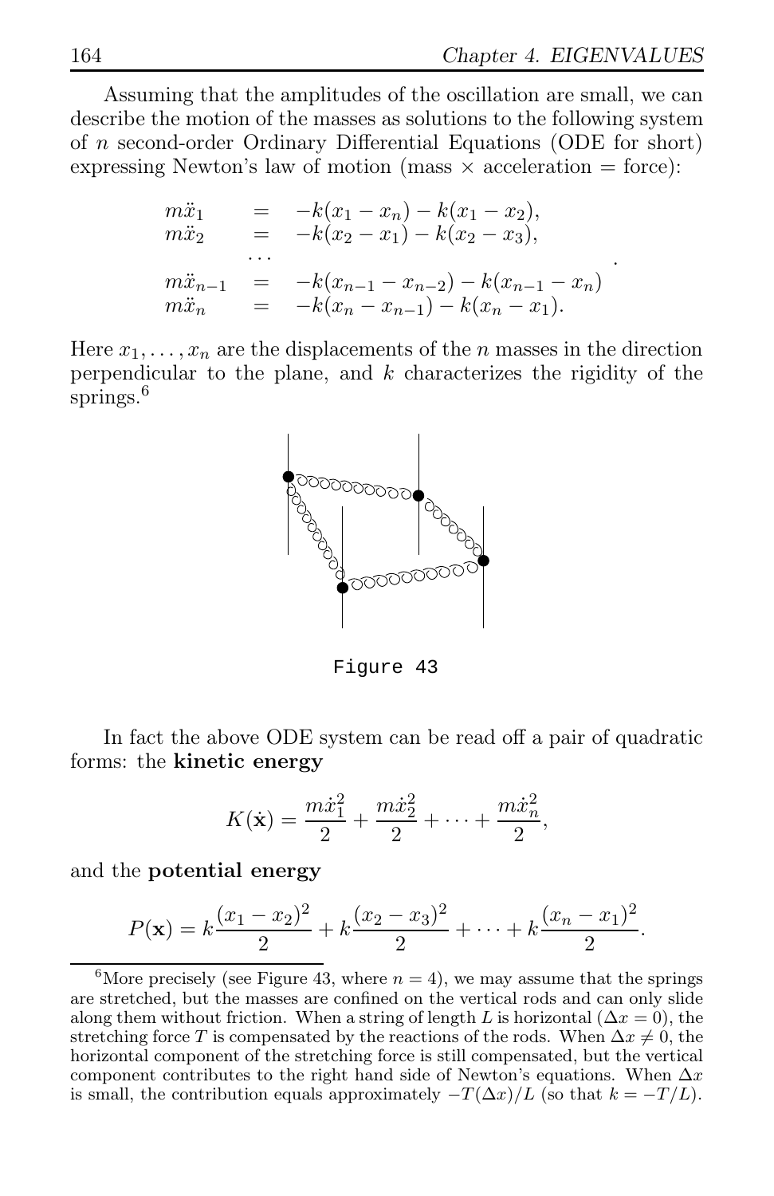Assuming that the amplitudes of the oscillation are small, we can describe the motion of the masses as solutions to the following system of $n$ second-order Ordinary Differential Equations (ODE for short) expressing Newton's law of motion (mass $\times$ acceleration = force):

$$
\begin{array}{rcl}
m\ddot{x}_1 & = & -k(x_1 - x_n) - k(x_1 - x_2), \\
m\ddot{x}_2 & = & -k(x_2 - x_1) - k(x_2 - x_3), \\
 & \cdots & \\
m\ddot{x}_{n-1} & = & -k(x_{n-1} - x_{n-2}) - k(x_{n-1} - x_n) \\
m\ddot{x}_n & = & -k(x_n - x_{n-1}) - k(x_n - x_1).
\end{array}
$$

Here $x_1, \ldots, x_n$ are the displacements of the $n$ masses in the direction perpendicular to the plane, and $k$ characterizes the rigidity of the springs.[6]

Figure 43

In fact the above ODE system can be read off a pair of quadratic forms: the **kinetic energy**

$$K(\dot{\mathbf{x}}) = \frac{m\dot{x}_1^2}{2} + \frac{m\dot{x}_2^2}{2} + \cdots + \frac{m\dot{x}_n^2}{2},$$

and the **potential energy**

$$P(\mathbf{x}) = k\frac{(x_1 - x_2)^2}{2} + k\frac{(x_2 - x_3)^2}{2} + \cdots + k\frac{(x_n - x_1)^2}{2}.$$

---

[6] More precisely (see Figure 43, where $n = 4$), we may assume that the springs are stretched, but the masses are confined on the vertical rods and can only slide along them without friction. When a string of length $L$ is horizontal ($\Delta x = 0$), the stretching force $T$ is compensated by the reactions of the rods. When $\Delta x \neq 0$, the horizontal component of the stretching force is still compensated, but the vertical component contributes to the right hand side of Newton's equations. When $\Delta x$ is small, the contribution equals approximately $-T(\Delta x)/L$ (so that $k = -T/L$).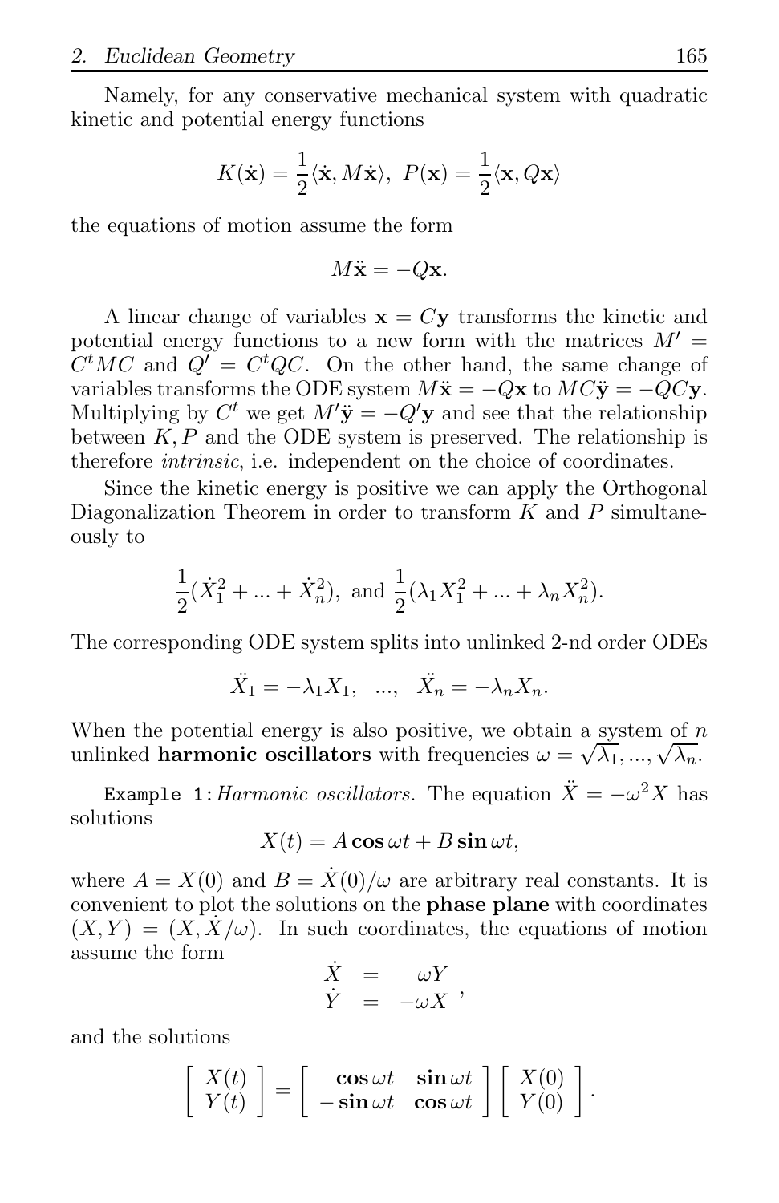Namely, for any conservative mechanical system with quadratic kinetic and potential energy functions

$$K(\dot{\mathbf{x}}) = \frac{1}{2}\langle \dot{\mathbf{x}}, M\dot{\mathbf{x}}\rangle,\ P(\mathbf{x}) = \frac{1}{2}\langle \mathbf{x}, Q\mathbf{x}\rangle$$

the equations of motion assume the form

$$M\ddot{\mathbf{x}} = -Q\mathbf{x}.$$

A linear change of variables $\mathbf{x} = C\mathbf{y}$ transforms the kinetic and potential energy functions to a new form with the matrices $M' = C^t MC$ and $Q' = C^t QC$. On the other hand, the same change of variables transforms the ODE system $M\ddot{\mathbf{x}} = -Q\mathbf{x}$ to $MC\ddot{\mathbf{y}} = -QC\mathbf{y}$. Multiplying by $C^t$ we get $M'\ddot{\mathbf{y}} = -Q'\mathbf{y}$ and see that the relationship between $K, P$ and the ODE system is preserved. The relationship is therefore *intrinsic*, i.e. independent on the choice of coordinates.

Since the kinetic energy is positive we can apply the Orthogonal Diagonalization Theorem in order to transform $K$ and $P$ simultaneously to

$$\frac{1}{2}(\dot{X}_1^2 + ... + \dot{X}_n^2),\ \text{and}\ \frac{1}{2}(\lambda_1 X_1^2 + ... + \lambda_n X_n^2).$$

The corresponding ODE system splits into unlinked 2-nd order ODEs

$$\ddot{X}_1 = -\lambda_1 X_1,\ \ ...,\ \ \ddot{X}_n = -\lambda_n X_n.$$

When the potential energy is also positive, we obtain a system of $n$ unlinked **harmonic oscillators** with frequencies $\omega = \sqrt{\lambda_1}, ..., \sqrt{\lambda_n}$.

Example 1: *Harmonic oscillators.* The equation $\ddot{X} = -\omega^2 X$ has solutions

$$X(t) = A\cos\omega t + B\sin\omega t,$$

where $A = X(0)$ and $B = \dot{X}(0)/\omega$ are arbitrary real constants. It is convenient to plot the solutions on the **phase plane** with coordinates $(X, Y) = (X, \dot{X}/\omega)$. In such coordinates, the equations of motion assume the form

$$\begin{array}{rcl} \dot{X} & = & \omega Y \\ \dot{Y} & = & -\omega X \end{array},$$

and the solutions

$$\begin{bmatrix} X(t) \\ Y(t) \end{bmatrix} = \begin{bmatrix} \cos\omega t & \sin\omega t \\ -\sin\omega t & \cos\omega t \end{bmatrix} \begin{bmatrix} X(0) \\ Y(0) \end{bmatrix}.$$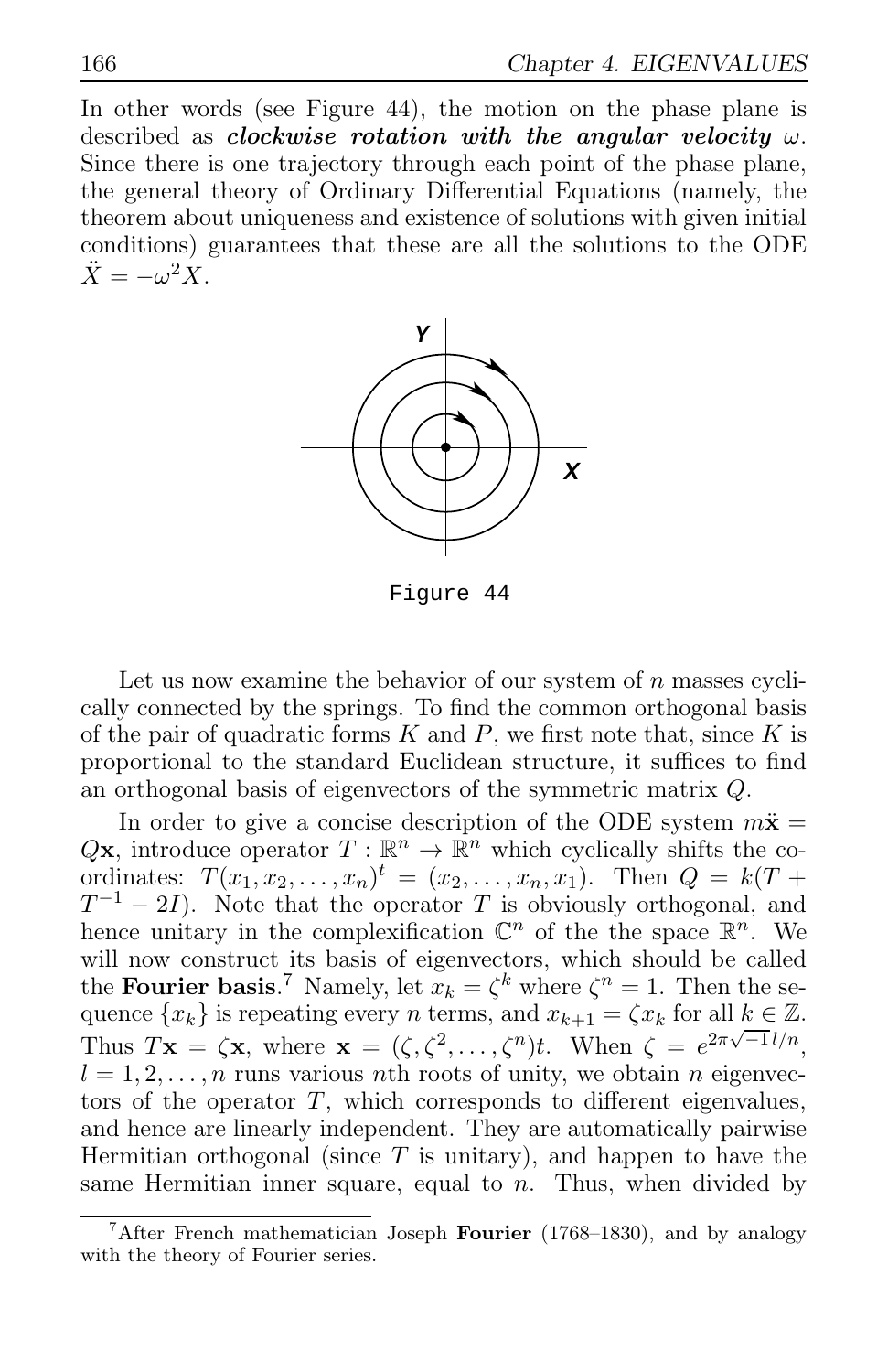In other words (see Figure 44), the motion on the phase plane is described as ***clockwise rotation with the angular velocity*** $\omega$. Since there is one trajectory through each point of the phase plane, the general theory of Ordinary Differential Equations (namely, the theorem about uniqueness and existence of solutions with given initial conditions) guarantees that these are all the solutions to the ODE $\ddot{X} = -\omega^2 X$.

Figure 44

Let us now examine the behavior of our system of $n$ masses cyclically connected by the springs. To find the common orthogonal basis of the pair of quadratic forms $K$ and $P$, we first note that, since $K$ is proportional to the standard Euclidean structure, it suffices to find an orthogonal basis of eigenvectors of the symmetric matrix $Q$.

In order to give a concise description of the ODE system $m\ddot{\mathbf{x}} = Q\mathbf{x}$, introduce operator $T : \mathbb{R}^n \to \mathbb{R}^n$ which cyclically shifts the coordinates: $T(x_1, x_2, \ldots, x_n)^t = (x_2, \ldots, x_n, x_1)$. Then $Q = k(T + T^{-1} - 2I)$. Note that the operator $T$ is obviously orthogonal, and hence unitary in the complexification $\mathbb{C}^n$ of the the space $\mathbb{R}^n$. We will now construct its basis of eigenvectors, which should be called the **Fourier basis**.[7] Namely, let $x_k = \zeta^k$ where $\zeta^n = 1$. Then the sequence $\{x_k\}$ is repeating every $n$ terms, and $x_{k+1} = \zeta x_k$ for all $k \in \mathbb{Z}$. Thus $T\mathbf{x} = \zeta\mathbf{x}$, where $\mathbf{x} = (\zeta, \zeta^2, \ldots, \zeta^n)t$. When $\zeta = e^{2\pi\sqrt{-1}l/n}$, $l = 1, 2, \ldots, n$ runs various $n$th roots of unity, we obtain $n$ eigenvectors of the operator $T$, which corresponds to different eigenvalues, and hence are linearly independent. They are automatically pairwise Hermitian orthogonal (since $T$ is unitary), and happen to have the same Hermitian inner square, equal to $n$. Thus, when divided by

[7] After French mathematician Joseph **Fourier** (1768–1830), and by analogy with the theory of Fourier series.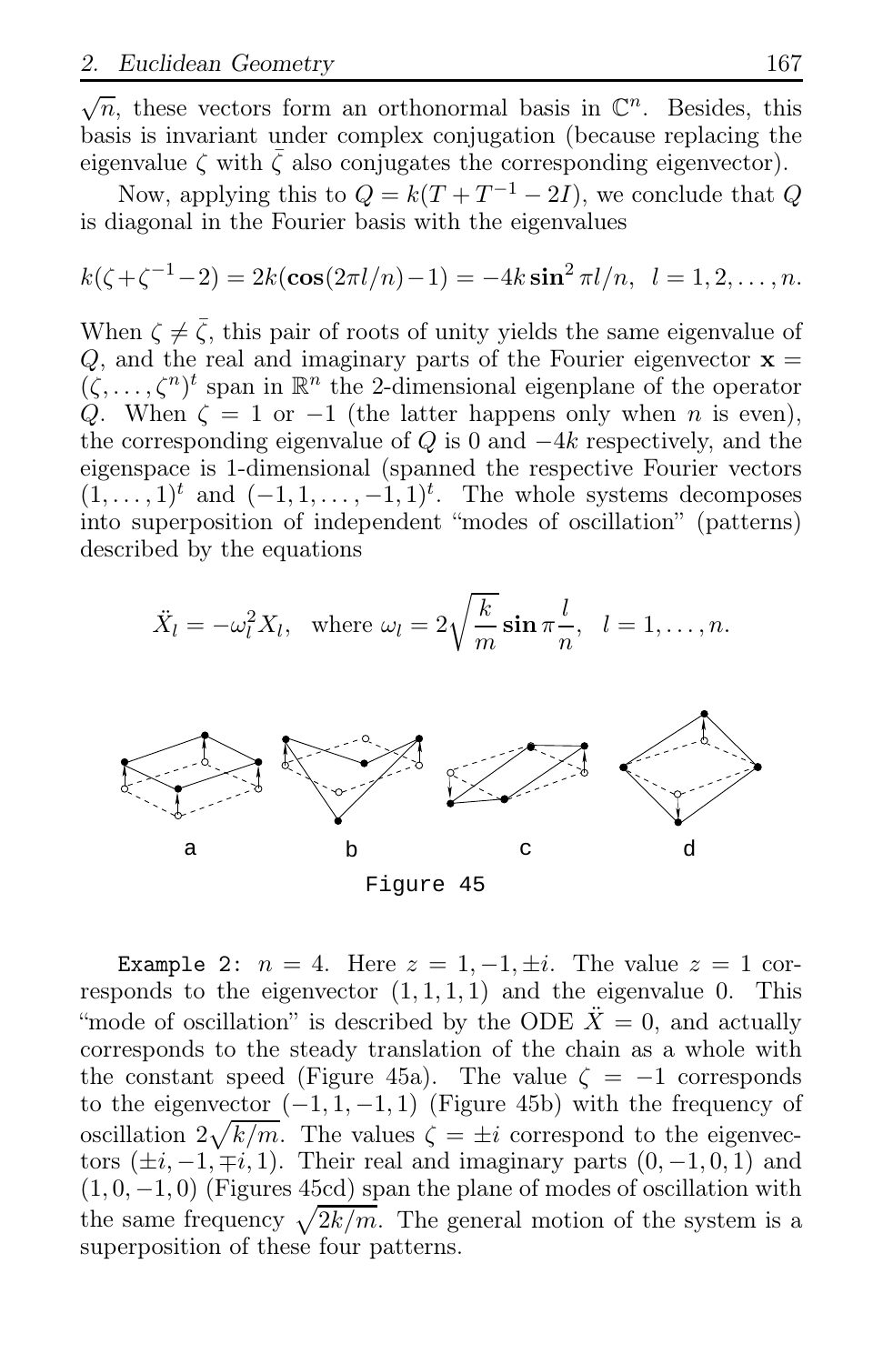$\sqrt{n}$, these vectors form an orthonormal basis in $\mathbb{C}^n$. Besides, this basis is invariant under complex conjugation (because replacing the eigenvalue $\zeta$ with $\bar{\zeta}$ also conjugates the corresponding eigenvector).

Now, applying this to $Q = k(T + T^{-1} - 2I)$, we conclude that $Q$ is diagonal in the Fourier basis with the eigenvalues

$$k(\zeta+\zeta^{-1}-2) = 2k(\cos(2\pi l/n)-1) = -4k\sin^2 \pi l/n, \quad l = 1, 2, \ldots, n.$$

When $\zeta \neq \bar{\zeta}$, this pair of roots of unity yields the same eigenvalue of $Q$, and the real and imaginary parts of the Fourier eigenvector $\mathbf{x} = (\zeta, \ldots, \zeta^n)^t$ span in $\mathbb{R}^n$ the 2-dimensional eigenplane of the operator $Q$. When $\zeta = 1$ or $-1$ (the latter happens only when $n$ is even), the corresponding eigenvalue of $Q$ is 0 and $-4k$ respectively, and the eigenspace is 1-dimensional (spanned the respective Fourier vectors $(1, \ldots, 1)^t$ and $(-1, 1, \ldots, -1, 1)^t$. The whole systems decomposes into superposition of independent "modes of oscillation" (patterns) described by the equations

$$\ddot{X}_l = -\omega_l^2 X_l, \quad \text{where } \omega_l = 2\sqrt{\frac{k}{m}}\sin \pi\frac{l}{n}, \quad l = 1, \ldots, n.$$

Figure 45

`Example 2:` $n = 4$. Here $z = 1, -1, \pm i$. The value $z = 1$ corresponds to the eigenvector $(1, 1, 1, 1)$ and the eigenvalue 0. This "mode of oscillation" is described by the ODE $\ddot{X} = 0$, and actually corresponds to the steady translation of the chain as a whole with the constant speed (Figure 45a). The value $\zeta = -1$ corresponds to the eigenvector $(-1, 1, -1, 1)$ (Figure 45b) with the frequency of oscillation $2\sqrt{k/m}$. The values $\zeta = \pm i$ correspond to the eigenvectors $(\pm i, -1, \mp i, 1)$. Their real and imaginary parts $(0, -1, 0, 1)$ and $(1, 0, -1, 0)$ (Figures 45cd) span the plane of modes of oscillation with the same frequency $\sqrt{2k/m}$. The general motion of the system is a superposition of these four patterns.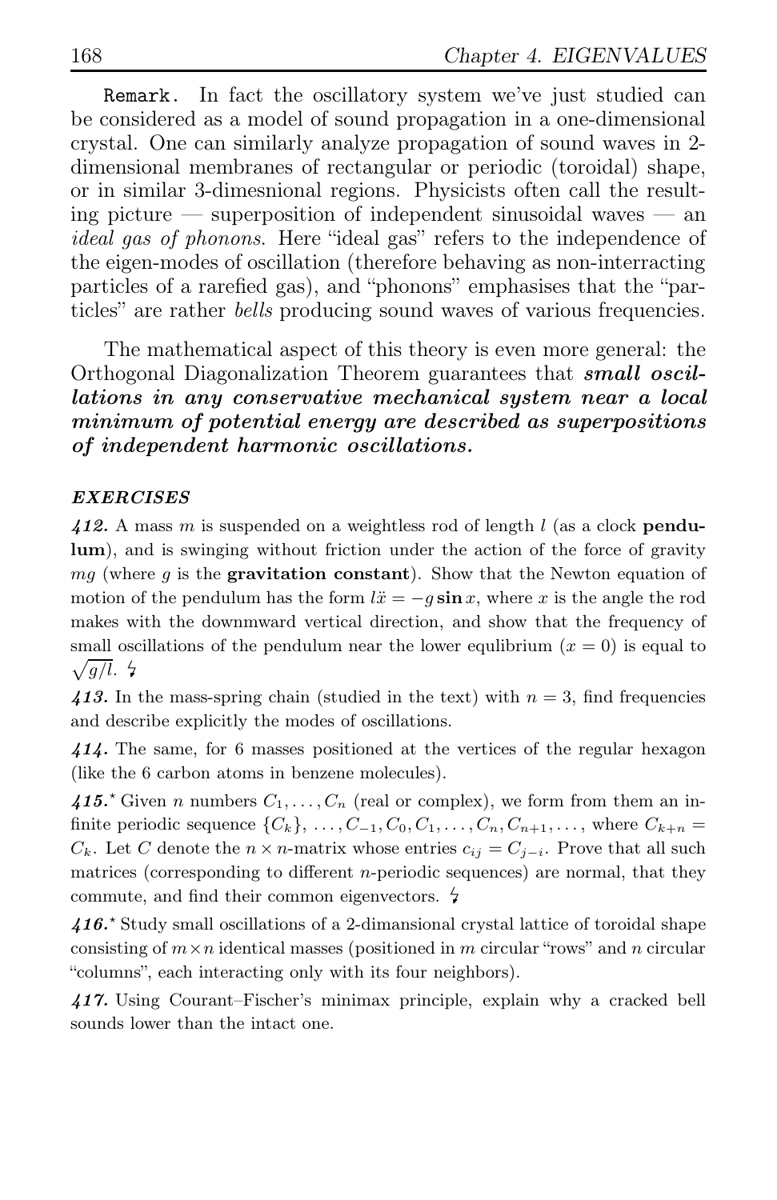`Remark.` In fact the oscillatory system we've just studied can be considered as a model of sound propagation in a one-dimensional crystal. One can similarly analyze propagation of sound waves in 2-dimensional membranes of rectangular or periodic (toroidal) shape, or in similar 3-dimesnional regions. Physicists often call the resulting picture — superposition of independent sinusoidal waves — an *ideal gas of phonons*. Here "ideal gas" refers to the independence of the eigen-modes of oscillation (therefore behaving as non-interracting particles of a rarefied gas), and "phonons" emphasises that the "particles" are rather *bells* producing sound waves of various frequencies.

The mathematical aspect of this theory is even more general: the Orthogonal Diagonalization Theorem guarantees that ***small oscillations in any conservative mechanical system near a local minimum of potential energy are described as superpositions of independent harmonic oscillations.***

### *EXERCISES*

***412.*** A mass $m$ is suspended on a weightless rod of length $l$ (as a clock **pendulum**), and is swinging without friction under the action of the force of gravity $mg$ (where $g$ is the **gravitation constant**). Show that the Newton equation of motion of the pendulum has the form $l\ddot{x} = -g \sin x$, where $x$ is the angle the rod makes with the downmward vertical direction, and show that the frequency of small oscillations of the pendulum near the lower equlibrium ($x = 0$) is equal to $\sqrt{g/l}$. ↯

***413.*** In the mass-spring chain (studied in the text) with $n = 3$, find frequencies and describe explicitly the modes of oscillations.

***414.*** The same, for 6 masses positioned at the vertices of the regular hexagon (like the 6 carbon atoms in benzene molecules).

***415.***$^\star$ Given $n$ numbers $C_1, \ldots, C_n$ (real or complex), we form from them an infinite periodic sequence $\{C_k\}$, $\ldots, C_{-1}, C_0, C_1, \ldots, C_n, C_{n+1}, \ldots$, where $C_{k+n} = C_k$. Let $C$ denote the $n \times n$-matrix whose entries $c_{ij} = C_{j-i}$. Prove that all such matrices (corresponding to different $n$-periodic sequences) are normal, that they commute, and find their common eigenvectors. ↯

***416.***$^\star$ Study small oscillations of a 2-dimansional crystal lattice of toroidal shape consisting of $m \times n$ identical masses (positioned in $m$ circular "rows" and $n$ circular "columns", each interacting only with its four neighbors).

***417.*** Using Courant–Fischer's minimax principle, explain why a cracked bell sounds lower than the intact one.